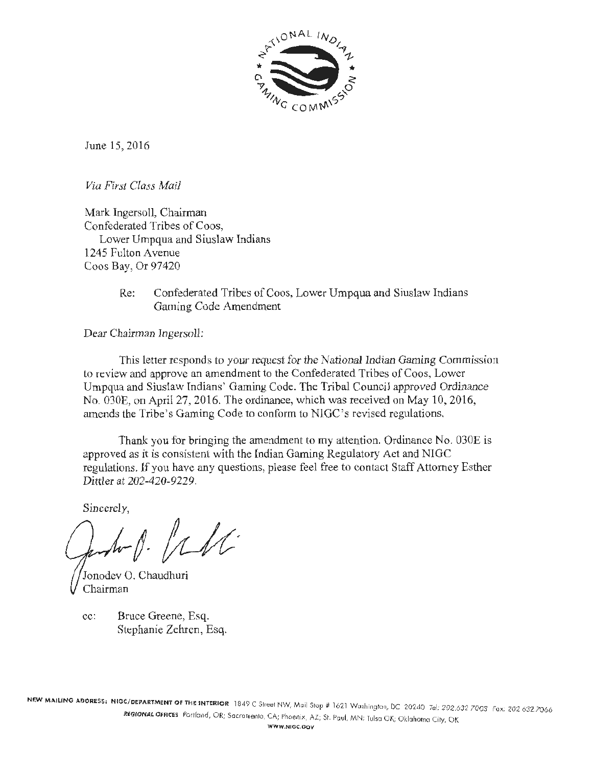NATIONAL INDIAN GAMING COMMISSION

June 15, 2016

*Via First Class Mail*

Mark Ingersoll, Chairman
Confederated Tribes of Coos,
Lower Umpqua and Siuslaw Indians
1245 Fulton Avenue
Coos Bay, Or 97420

Re: Confederated Tribes of Coos, Lower Umpqua and Siuslaw Indians Gaming Code Amendment

Dear Chairman Ingersoll:

This letter responds to your request for the National Indian Gaming Commission to review and approve an amendment to the Confederated Tribes of Coos, Lower Umpqua and Siuslaw Indians' Gaming Code. The Tribal Council approved Ordinance No. 030E, on April 27, 2016. The ordinance, which was received on May 10, 2016, amends the Tribe's Gaming Code to conform to NIGC's revised regulations.

Thank you for bringing the amendment to my attention. Ordinance No. 030E is approved as it is consistent with the Indian Gaming Regulatory Act and NIGC regulations. If you have any questions, please feel free to contact Staff Attorney Esther Dittler at 202-420-9229.

Sincerely,

Jonodev O. Chaudhuri
Chairman

cc: Bruce Greene, Esq.
Stephanie Zehren, Esq.

NEW MAILING ADDRESS: NIGC/DEPARTMENT OF THE INTERIOR 1849 C Street NW, Mail Stop # 1621 Washington, DC 20240 Tel: 202.632.7003 Fax: 202.632.7066
REGIONAL OFFICES Portland, OR; Sacramento, CA; Phoenix, AZ; St. Paul, MN; Tulsa OK; Oklahoma City, OK
WWW.NIGC.GOV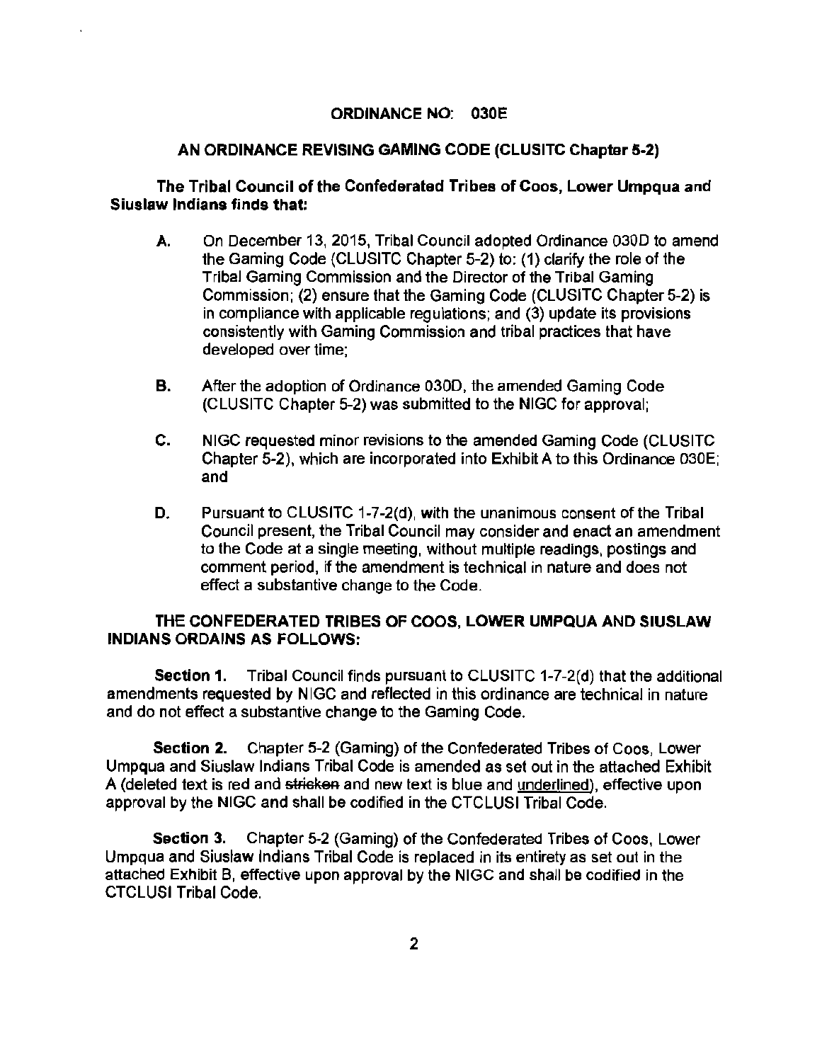**ORDINANCE NO: 030E**

**AN ORDINANCE REVISING GAMING CODE (CLUSITC Chapter 5-2)**

**The Tribal Council of the Confederated Tribes of Coos, Lower Umpqua and Siuslaw Indians finds that:**

**A.** On December 13, 2015, Tribal Council adopted Ordinance 030D to amend the Gaming Code (CLUSITC Chapter 5-2) to: (1) clarify the role of the Tribal Gaming Commission and the Director of the Tribal Gaming Commission; (2) ensure that the Gaming Code (CLUSITC Chapter 5-2) is in compliance with applicable regulations; and (3) update its provisions consistently with Gaming Commission and tribal practices that have developed over time;

**B.** After the adoption of Ordinance 030D, the amended Gaming Code (CLUSITC Chapter 5-2) was submitted to the NIGC for approval;

**C.** NIGC requested minor revisions to the amended Gaming Code (CLUSITC Chapter 5-2), which are incorporated into Exhibit A to this Ordinance 030E; and

**D.** Pursuant to CLUSITC 1-7-2(d), with the unanimous consent of the Tribal Council present, the Tribal Council may consider and enact an amendment to the Code at a single meeting, without multiple readings, postings and comment period, if the amendment is technical in nature and does not effect a substantive change to the Code.

**THE CONFEDERATED TRIBES OF COOS, LOWER UMPQUA AND SIUSLAW INDIANS ORDAINS AS FOLLOWS:**

**Section 1.** Tribal Council finds pursuant to CLUSITC 1-7-2(d) that the additional amendments requested by NIGC and reflected in this ordinance are technical in nature and do not effect a substantive change to the Gaming Code.

**Section 2.** Chapter 5-2 (Gaming) of the Confederated Tribes of Coos, Lower Umpqua and Siuslaw Indians Tribal Code is amended as set out in the attached Exhibit A (deleted text is red and ~~stricken~~ and new text is blue and <u>underlined</u>), effective upon approval by the NIGC and shall be codified in the CTCLUSI Tribal Code.

**Section 3.** Chapter 5-2 (Gaming) of the Confederated Tribes of Coos, Lower Umpqua and Siuslaw Indians Tribal Code is replaced in its entirety as set out in the attached Exhibit B, effective upon approval by the NIGC and shall be codified in the CTCLUSI Tribal Code.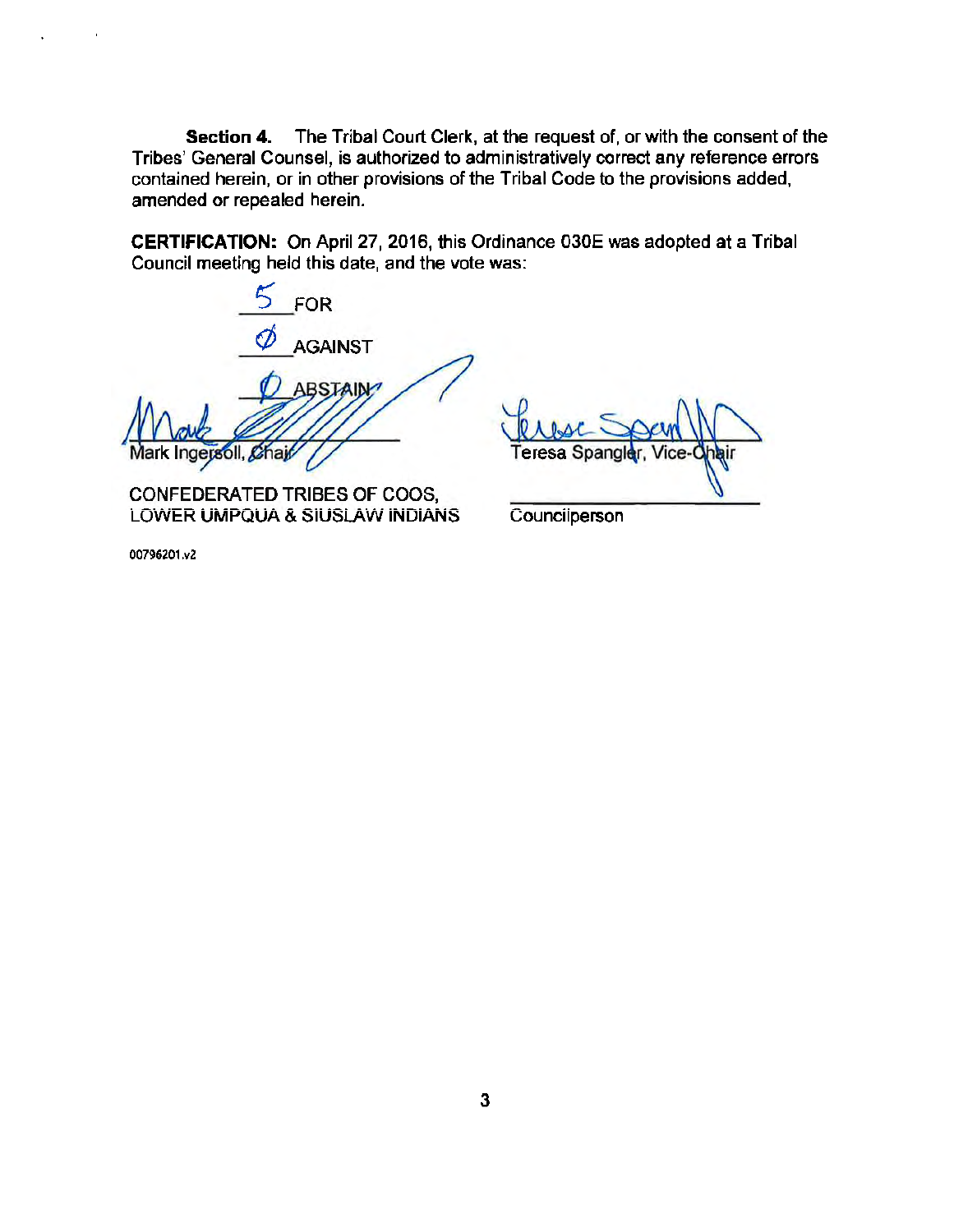**Section 4.** The Tribal Court Clerk, at the request of, or with the consent of the Tribes' General Counsel, is authorized to administratively correct any reference errors contained herein, or in other provisions of the Tribal Code to the provisions added, amended or repealed herein.

**CERTIFICATION:** On April 27, 2016, this Ordinance 030E was adopted at a Tribal Council meeting held this date, and the vote was:

5 FOR

Ø AGAINST

Ø ABSTAIN

Mark Ingersoll, Chair

CONFEDERATED TRIBES OF COOS, LOWER UMPQUA & SIUSLAW INDIANS

Teresa Spangler, Vice-Chair

Councilperson

00796201.v2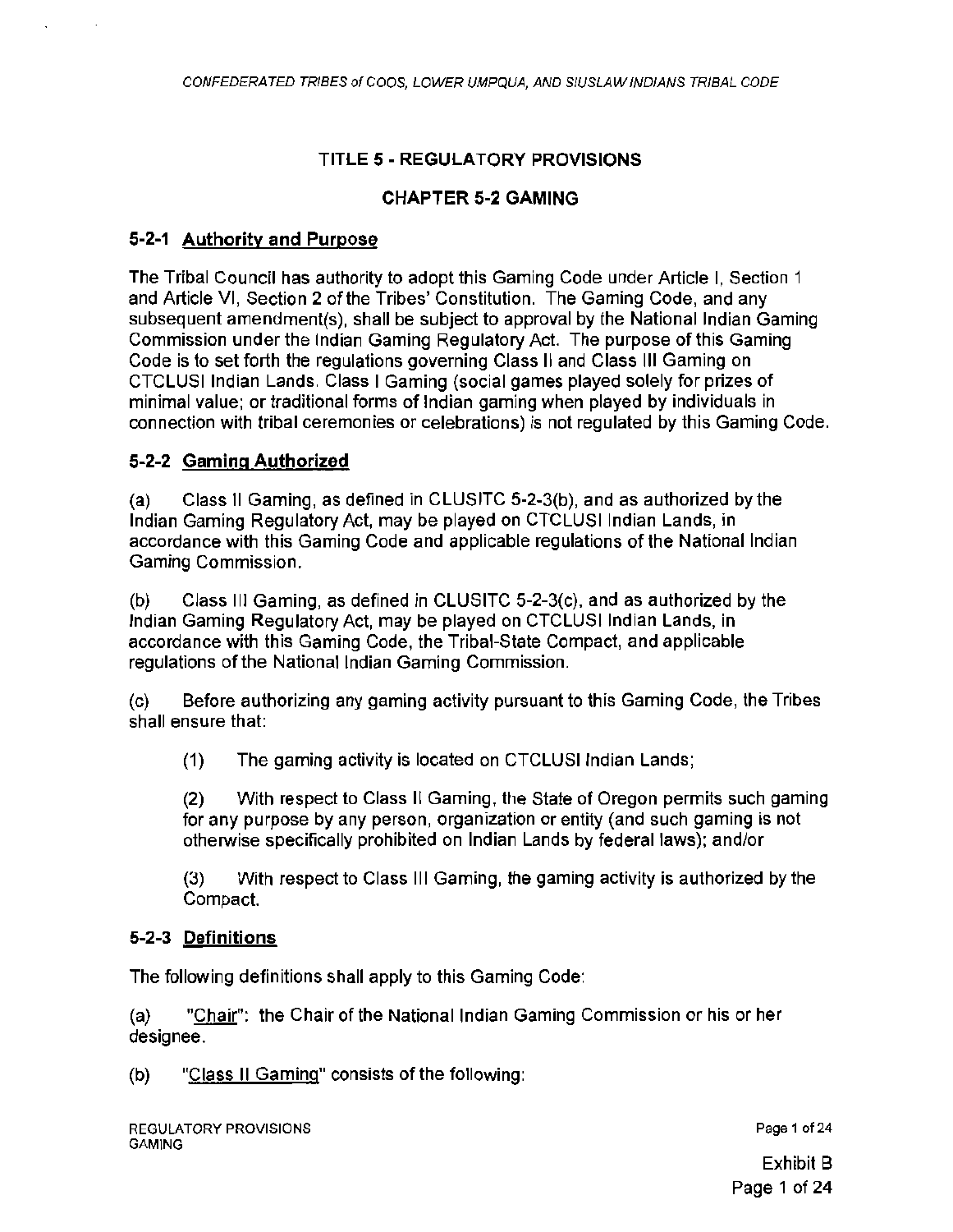## TITLE 5 - REGULATORY PROVISIONS

## CHAPTER 5-2 GAMING

### 5-2-1 Authority and Purpose

The Tribal Council has authority to adopt this Gaming Code under Article I, Section 1 and Article VI, Section 2 of the Tribes' Constitution. The Gaming Code, and any subsequent amendment(s), shall be subject to approval by the National Indian Gaming Commission under the Indian Gaming Regulatory Act. The purpose of this Gaming Code is to set forth the regulations governing Class II and Class III Gaming on CTCLUSI Indian Lands. Class I Gaming (social games played solely for prizes of minimal value; or traditional forms of Indian gaming when played by individuals in connection with tribal ceremonies or celebrations) is not regulated by this Gaming Code.

### 5-2-2 Gaming Authorized

(a) Class II Gaming, as defined in CLUSITC 5-2-3(b), and as authorized by the Indian Gaming Regulatory Act, may be played on CTCLUSI Indian Lands, in accordance with this Gaming Code and applicable regulations of the National Indian Gaming Commission.

(b) Class III Gaming, as defined in CLUSITC 5-2-3(c), and as authorized by the Indian Gaming Regulatory Act, may be played on CTCLUSI Indian Lands, in accordance with this Gaming Code, the Tribal-State Compact, and applicable regulations of the National Indian Gaming Commission.

(c) Before authorizing any gaming activity pursuant to this Gaming Code, the Tribes shall ensure that:

(1) The gaming activity is located on CTCLUSI Indian Lands;

(2) With respect to Class II Gaming, the State of Oregon permits such gaming for any purpose by any person, organization or entity (and such gaming is not otherwise specifically prohibited on Indian Lands by federal laws); and/or

(3) With respect to Class III Gaming, the gaming activity is authorized by the Compact.

### 5-2-3 Definitions

The following definitions shall apply to this Gaming Code:

(a) "Chair": the Chair of the National Indian Gaming Commission or his or her designee.

(b) "Class II Gaming" consists of the following: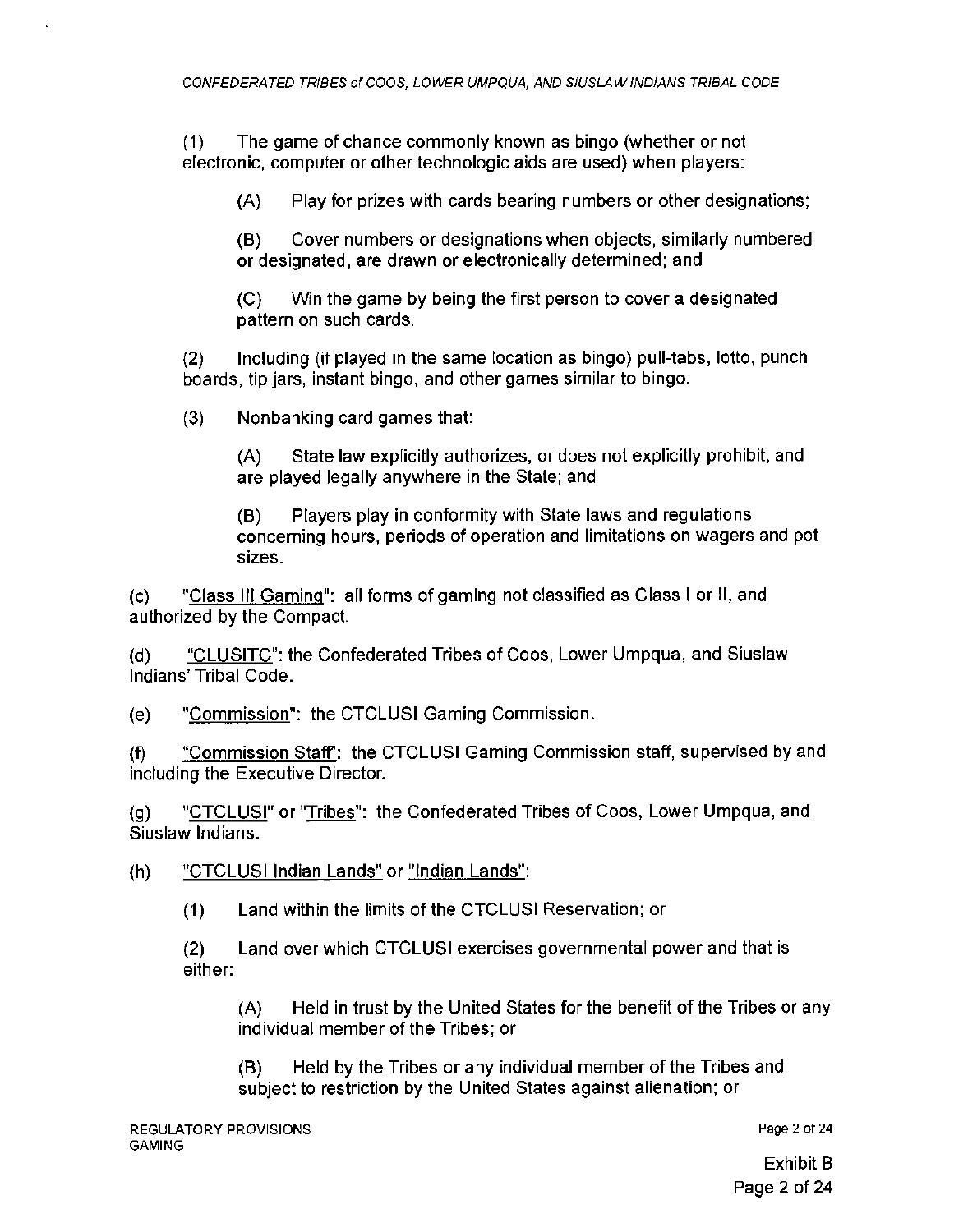(1) The game of chance commonly known as bingo (whether or not electronic, computer or other technologic aids are used) when players:

(A) Play for prizes with cards bearing numbers or other designations;

(B) Cover numbers or designations when objects, similarly numbered or designated, are drawn or electronically determined; and

(C) Win the game by being the first person to cover a designated pattern on such cards.

(2) Including (if played in the same location as bingo) pull-tabs, lotto, punch boards, tip jars, instant bingo, and other games similar to bingo.

(3) Nonbanking card games that:

(A) State law explicitly authorizes, or does not explicitly prohibit, and are played legally anywhere in the State; and

(B) Players play in conformity with State laws and regulations concerning hours, periods of operation and limitations on wagers and pot sizes.

(c) "Class III Gaming": all forms of gaming not classified as Class I or II, and authorized by the Compact.

(d) "CLUSITC": the Confederated Tribes of Coos, Lower Umpqua, and Siuslaw Indians' Tribal Code.

(e) "Commission": the CTCLUSI Gaming Commission.

(f) "Commission Staff": the CTCLUSI Gaming Commission staff, supervised by and including the Executive Director.

(g) "CTCLUSI" or "Tribes": the Confederated Tribes of Coos, Lower Umpqua, and Siuslaw Indians.

(h) "CTCLUSI Indian Lands" or "Indian Lands":

(1) Land within the limits of the CTCLUSI Reservation; or

(2) Land over which CTCLUSI exercises governmental power and that is either:

(A) Held in trust by the United States for the benefit of the Tribes or any individual member of the Tribes; or

(B) Held by the Tribes or any individual member of the Tribes and subject to restriction by the United States against alienation; or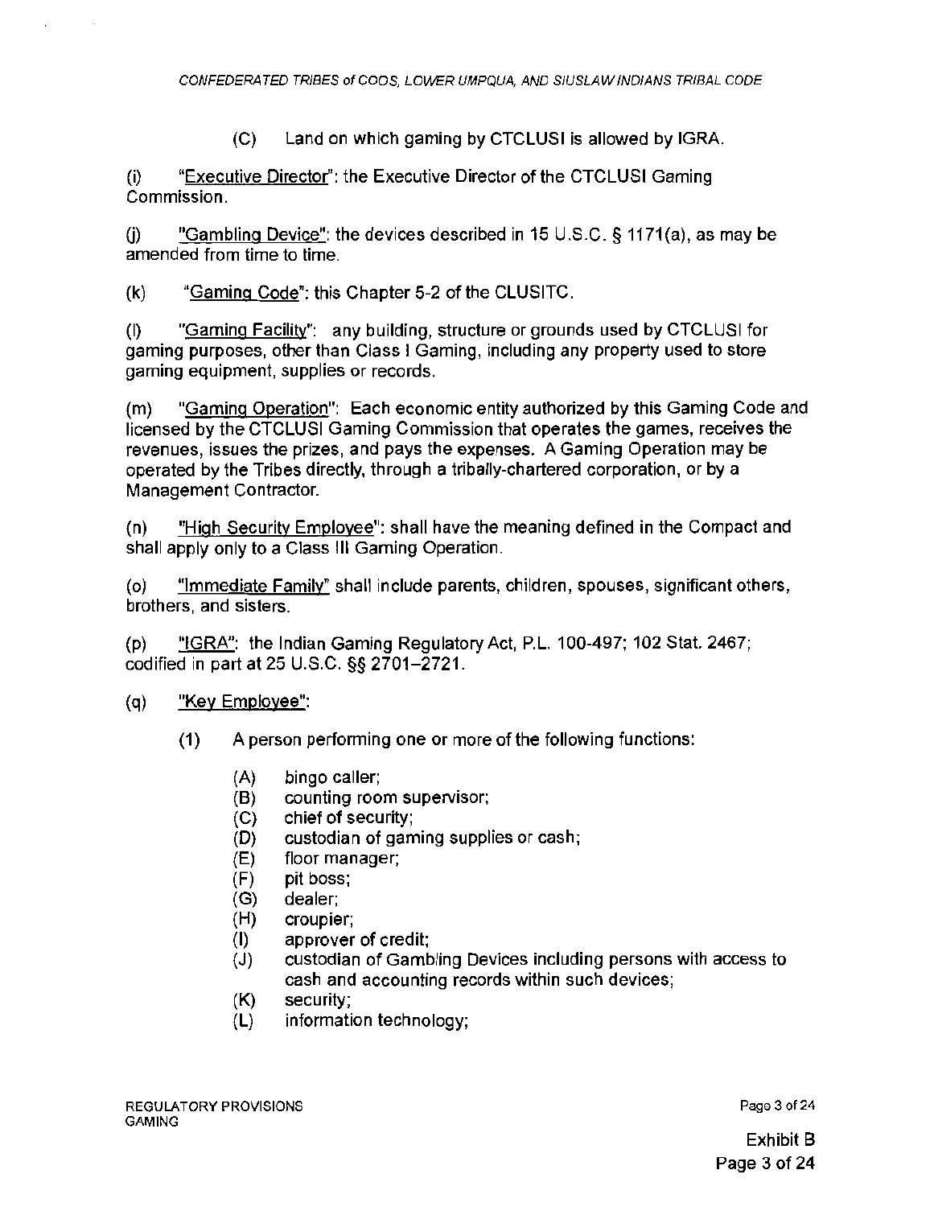(C) Land on which gaming by CTCLUSI is allowed by IGRA.

(i) "Executive Director": the Executive Director of the CTCLUSI Gaming Commission.

(j) "Gambling Device": the devices described in 15 U.S.C. § 1171(a), as may be amended from time to time.

(k) "Gaming Code": this Chapter 5-2 of the CLUSITC.

(l) "Gaming Facility": any building, structure or grounds used by CTCLUSI for gaming purposes, other than Class I Gaming, including any property used to store gaming equipment, supplies or records.

(m) "Gaming Operation": Each economic entity authorized by this Gaming Code and licensed by the CTCLUSI Gaming Commission that operates the games, receives the revenues, issues the prizes, and pays the expenses. A Gaming Operation may be operated by the Tribes directly, through a tribally-chartered corporation, or by a Management Contractor.

(n) "High Security Employee": shall have the meaning defined in the Compact and shall apply only to a Class III Gaming Operation.

(o) "Immediate Family" shall include parents, children, spouses, significant others, brothers, and sisters.

(p) "IGRA": the Indian Gaming Regulatory Act, P.L. 100-497; 102 Stat. 2467; codified in part at 25 U.S.C. §§ 2701–2721.

(q) "Key Employee":

(1) A person performing one or more of the following functions:

(A) bingo caller;
(B) counting room supervisor;
(C) chief of security;
(D) custodian of gaming supplies or cash;
(E) floor manager;
(F) pit boss;
(G) dealer;
(H) croupier;
(I) approver of credit;
(J) custodian of Gambling Devices including persons with access to cash and accounting records within such devices;
(K) security;
(L) information technology;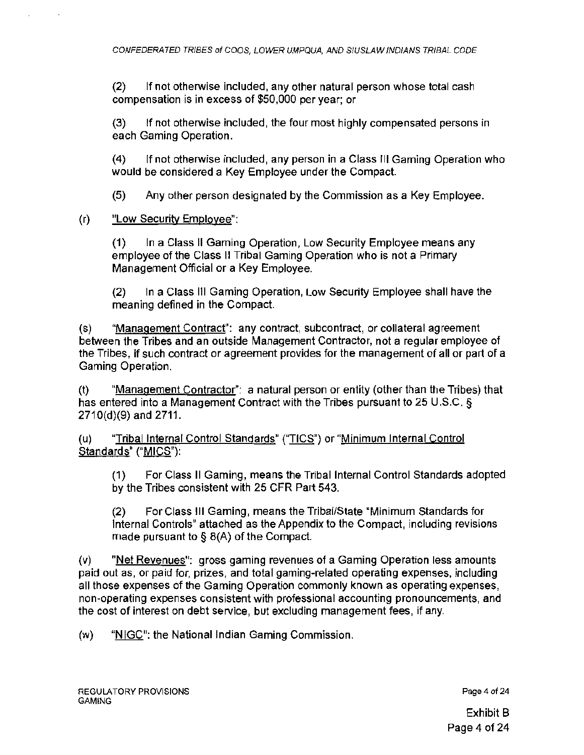(2) If not otherwise included, any other natural person whose total cash compensation is in excess of $50,000 per year; or

(3) If not otherwise included, the four most highly compensated persons in each Gaming Operation.

(4) If not otherwise included, any person in a Class III Gaming Operation who would be considered a Key Employee under the Compact.

(5) Any other person designated by the Commission as a Key Employee.

(r) "Low Security Employee":

(1) In a Class II Gaming Operation, Low Security Employee means any employee of the Class II Tribal Gaming Operation who is not a Primary Management Official or a Key Employee.

(2) In a Class III Gaming Operation, Low Security Employee shall have the meaning defined in the Compact.

(s) "Management Contract": any contract, subcontract, or collateral agreement between the Tribes and an outside Management Contractor, not a regular employee of the Tribes, if such contract or agreement provides for the management of all or part of a Gaming Operation.

(t) "Management Contractor": a natural person or entity (other than the Tribes) that has entered into a Management Contract with the Tribes pursuant to 25 U.S.C. § 2710(d)(9) and 2711.

(u) "Tribal Internal Control Standards" ("TICS") or "Minimum Internal Control Standards" ("MICS"):

(1) For Class II Gaming, means the Tribal Internal Control Standards adopted by the Tribes consistent with 25 CFR Part 543.

(2) For Class III Gaming, means the Tribal/State "Minimum Standards for Internal Controls" attached as the Appendix to the Compact, including revisions made pursuant to § 8(A) of the Compact.

(v) "Net Revenues": gross gaming revenues of a Gaming Operation less amounts paid out as, or paid for, prizes, and total gaming-related operating expenses, including all those expenses of the Gaming Operation commonly known as operating expenses, non-operating expenses consistent with professional accounting pronouncements, and the cost of interest on debt service, but excluding management fees, if any.

(w) "NIGC": the National Indian Gaming Commission.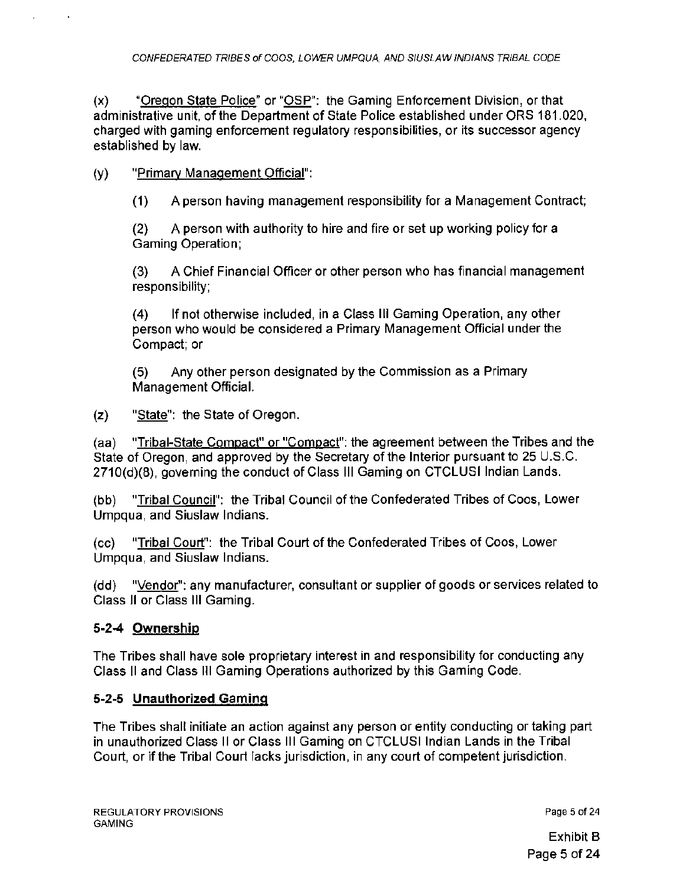(x) "Oregon State Police" or "OSP": the Gaming Enforcement Division, or that administrative unit, of the Department of State Police established under ORS 181.020, charged with gaming enforcement regulatory responsibilities, or its successor agency established by law.

(y) "Primary Management Official":

(1) A person having management responsibility for a Management Contract;

(2) A person with authority to hire and fire or set up working policy for a Gaming Operation;

(3) A Chief Financial Officer or other person who has financial management responsibility;

(4) If not otherwise included, in a Class III Gaming Operation, any other person who would be considered a Primary Management Official under the Compact; or

(5) Any other person designated by the Commission as a Primary Management Official.

(z) "State": the State of Oregon.

(aa) "Tribal-State Compact" or "Compact": the agreement between the Tribes and the State of Oregon, and approved by the Secretary of the Interior pursuant to 25 U.S.C. 2710(d)(8), governing the conduct of Class III Gaming on CTCLUSI Indian Lands.

(bb) "Tribal Council": the Tribal Council of the Confederated Tribes of Coos, Lower Umpqua, and Siuslaw Indians.

(cc) "Tribal Court": the Tribal Court of the Confederated Tribes of Coos, Lower Umpqua, and Siuslaw Indians.

(dd) "Vendor": any manufacturer, consultant or supplier of goods or services related to Class II or Class III Gaming.

### 5-2-4 Ownership

The Tribes shall have sole proprietary interest in and responsibility for conducting any Class II and Class III Gaming Operations authorized by this Gaming Code.

### 5-2-5 Unauthorized Gaming

The Tribes shall initiate an action against any person or entity conducting or taking part in unauthorized Class II or Class III Gaming on CTCLUSI Indian Lands in the Tribal Court, or if the Tribal Court lacks jurisdiction, in any court of competent jurisdiction.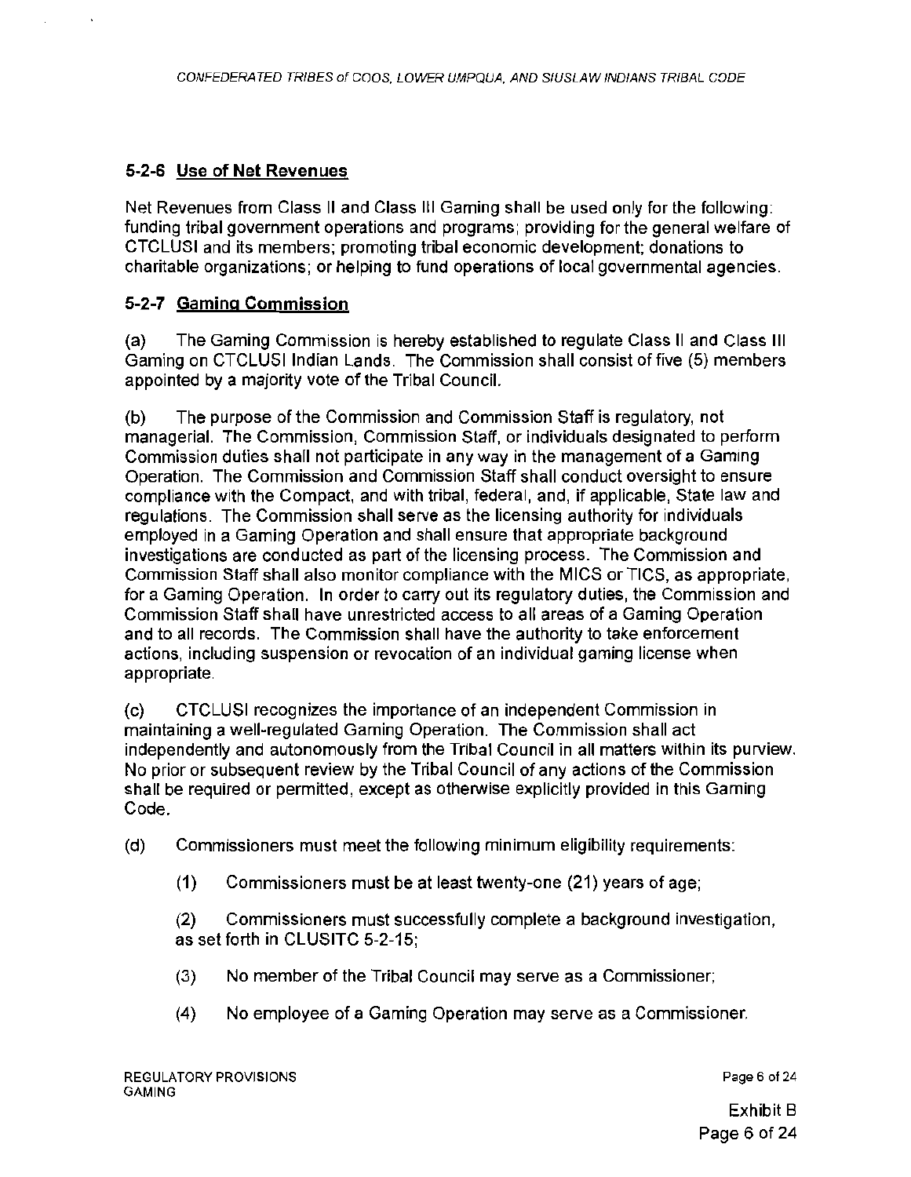### 5-2-6 Use of Net Revenues

Net Revenues from Class II and Class III Gaming shall be used only for the following: funding tribal government operations and programs; providing for the general welfare of CTCLUSI and its members; promoting tribal economic development; donations to charitable organizations; or helping to fund operations of local governmental agencies.

### 5-2-7 Gaming Commission

(a) The Gaming Commission is hereby established to regulate Class II and Class III Gaming on CTCLUSI Indian Lands. The Commission shall consist of five (5) members appointed by a majority vote of the Tribal Council.

(b) The purpose of the Commission and Commission Staff is regulatory, not managerial. The Commission, Commission Staff, or individuals designated to perform Commission duties shall not participate in any way in the management of a Gaming Operation. The Commission and Commission Staff shall conduct oversight to ensure compliance with the Compact, and with tribal, federal, and, if applicable, State law and regulations. The Commission shall serve as the licensing authority for individuals employed in a Gaming Operation and shall ensure that appropriate background investigations are conducted as part of the licensing process. The Commission and Commission Staff shall also monitor compliance with the MICS or TICS, as appropriate, for a Gaming Operation. In order to carry out its regulatory duties, the Commission and Commission Staff shall have unrestricted access to all areas of a Gaming Operation and to all records. The Commission shall have the authority to take enforcement actions, including suspension or revocation of an individual gaming license when appropriate.

(c) CTCLUSI recognizes the importance of an independent Commission in maintaining a well-regulated Gaming Operation. The Commission shall act independently and autonomously from the Tribal Council in all matters within its purview. No prior or subsequent review by the Tribal Council of any actions of the Commission shall be required or permitted, except as otherwise explicitly provided in this Gaming Code.

(d) Commissioners must meet the following minimum eligibility requirements:

(1) Commissioners must be at least twenty-one (21) years of age;

(2) Commissioners must successfully complete a background investigation, as set forth in CLUSITC 5-2-15;

(3) No member of the Tribal Council may serve as a Commissioner;

(4) No employee of a Gaming Operation may serve as a Commissioner.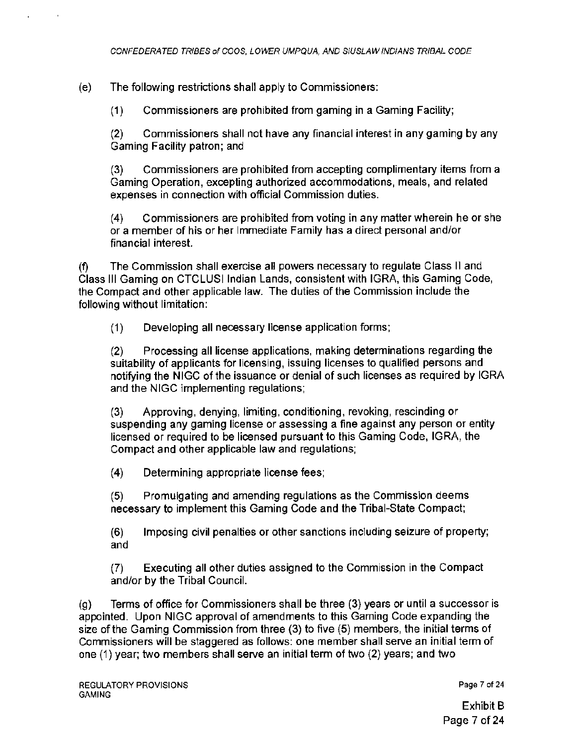(e) The following restrictions shall apply to Commissioners:

(1) Commissioners are prohibited from gaming in a Gaming Facility;

(2) Commissioners shall not have any financial interest in any gaming by any Gaming Facility patron; and

(3) Commissioners are prohibited from accepting complimentary items from a Gaming Operation, excepting authorized accommodations, meals, and related expenses in connection with official Commission duties.

(4) Commissioners are prohibited from voting in any matter wherein he or she or a member of his or her Immediate Family has a direct personal and/or financial interest.

(f) The Commission shall exercise all powers necessary to regulate Class II and Class III Gaming on CTCLUSI Indian Lands, consistent with IGRA, this Gaming Code, the Compact and other applicable law. The duties of the Commission include the following without limitation:

(1) Developing all necessary license application forms;

(2) Processing all license applications, making determinations regarding the suitability of applicants for licensing, issuing licenses to qualified persons and notifying the NIGC of the issuance or denial of such licenses as required by IGRA and the NIGC implementing regulations;

(3) Approving, denying, limiting, conditioning, revoking, rescinding or suspending any gaming license or assessing a fine against any person or entity licensed or required to be licensed pursuant to this Gaming Code, IGRA, the Compact and other applicable law and regulations;

(4) Determining appropriate license fees;

(5) Promulgating and amending regulations as the Commission deems necessary to implement this Gaming Code and the Tribal-State Compact;

(6) Imposing civil penalties or other sanctions including seizure of property; and

(7) Executing all other duties assigned to the Commission in the Compact and/or by the Tribal Council.

(g) Terms of office for Commissioners shall be three (3) years or until a successor is appointed. Upon NIGC approval of amendments to this Gaming Code expanding the size of the Gaming Commission from three (3) to five (5) members, the initial terms of Commissioners will be staggered as follows: one member shall serve an initial term of one (1) year; two members shall serve an initial term of two (2) years; and two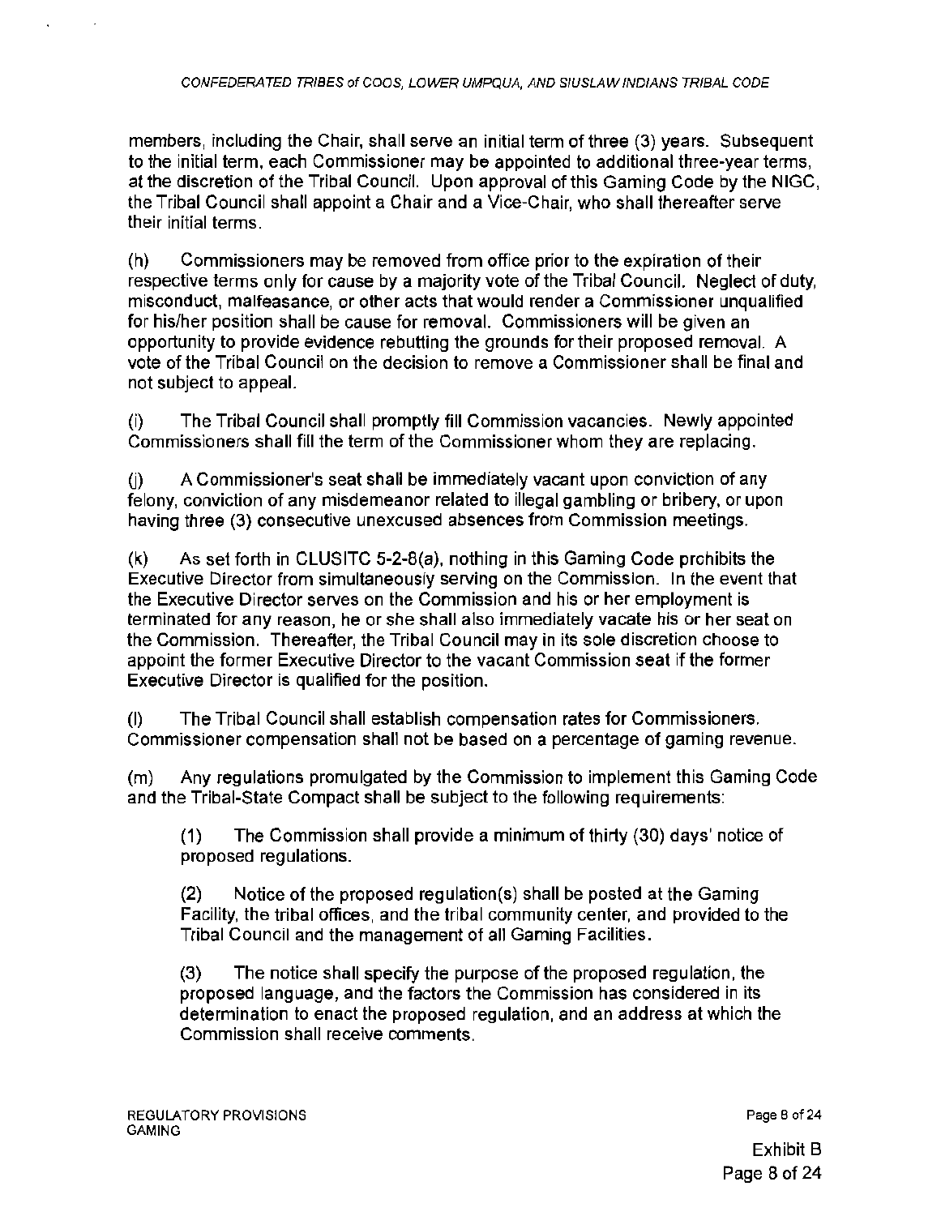members, including the Chair, shall serve an initial term of three (3) years. Subsequent to the initial term, each Commissioner may be appointed to additional three-year terms, at the discretion of the Tribal Council. Upon approval of this Gaming Code by the NIGC, the Tribal Council shall appoint a Chair and a Vice-Chair, who shall thereafter serve their initial terms.

(h) Commissioners may be removed from office prior to the expiration of their respective terms only for cause by a majority vote of the Tribal Council. Neglect of duty, misconduct, malfeasance, or other acts that would render a Commissioner unqualified for his/her position shall be cause for removal. Commissioners will be given an opportunity to provide evidence rebutting the grounds for their proposed removal. A vote of the Tribal Council on the decision to remove a Commissioner shall be final and not subject to appeal.

(i) The Tribal Council shall promptly fill Commission vacancies. Newly appointed Commissioners shall fill the term of the Commissioner whom they are replacing.

(j) A Commissioner's seat shall be immediately vacant upon conviction of any felony, conviction of any misdemeanor related to illegal gambling or bribery, or upon having three (3) consecutive unexcused absences from Commission meetings.

(k) As set forth in CLUSITC 5-2-8(a), nothing in this Gaming Code prohibits the Executive Director from simultaneously serving on the Commission. In the event that the Executive Director serves on the Commission and his or her employment is terminated for any reason, he or she shall also immediately vacate his or her seat on the Commission. Thereafter, the Tribal Council may in its sole discretion choose to appoint the former Executive Director to the vacant Commission seat if the former Executive Director is qualified for the position.

(l) The Tribal Council shall establish compensation rates for Commissioners. Commissioner compensation shall not be based on a percentage of gaming revenue.

(m) Any regulations promulgated by the Commission to implement this Gaming Code and the Tribal-State Compact shall be subject to the following requirements:

(1) The Commission shall provide a minimum of thirty (30) days' notice of proposed regulations.

(2) Notice of the proposed regulation(s) shall be posted at the Gaming Facility, the tribal offices, and the tribal community center, and provided to the Tribal Council and the management of all Gaming Facilities.

(3) The notice shall specify the purpose of the proposed regulation, the proposed language, and the factors the Commission has considered in its determination to enact the proposed regulation, and an address at which the Commission shall receive comments.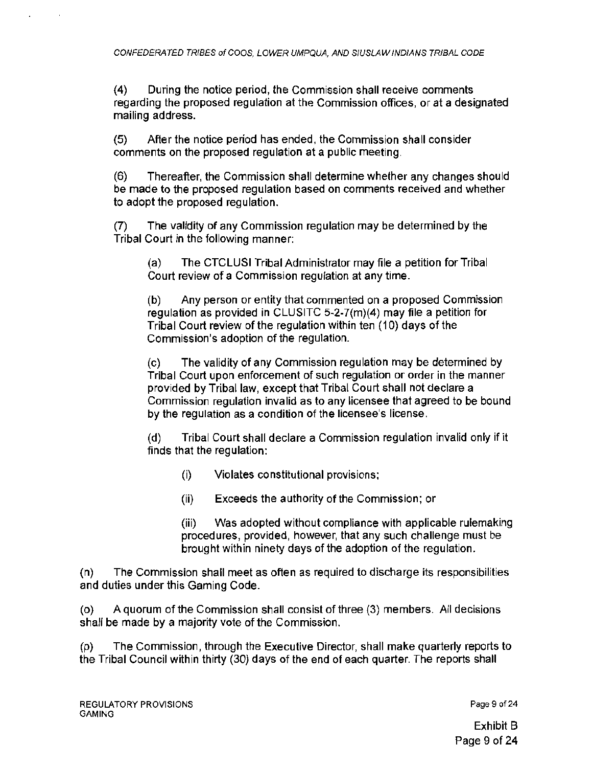(4) During the notice period, the Commission shall receive comments regarding the proposed regulation at the Commission offices, or at a designated mailing address.

(5) After the notice period has ended, the Commission shall consider comments on the proposed regulation at a public meeting.

(6) Thereafter, the Commission shall determine whether any changes should be made to the proposed regulation based on comments received and whether to adopt the proposed regulation.

(7) The validity of any Commission regulation may be determined by the Tribal Court in the following manner:

> (a) The CTCLUSI Tribal Administrator may file a petition for Tribal Court review of a Commission regulation at any time.
>
> (b) Any person or entity that commented on a proposed Commission regulation as provided in CLUSITC 5-2-7(m)(4) may file a petition for Tribal Court review of the regulation within ten (10) days of the Commission's adoption of the regulation.
>
> (c) The validity of any Commission regulation may be determined by Tribal Court upon enforcement of such regulation or order in the manner provided by Tribal law, except that Tribal Court shall not declare a Commission regulation invalid as to any licensee that agreed to be bound by the regulation as a condition of the licensee's license.
>
> (d) Tribal Court shall declare a Commission regulation invalid only if it finds that the regulation:
>
> > (i) Violates constitutional provisions;
> >
> > (ii) Exceeds the authority of the Commission; or
> >
> > (iii) Was adopted without compliance with applicable rulemaking procedures, provided, however, that any such challenge must be brought within ninety days of the adoption of the regulation.

(n) The Commission shall meet as often as required to discharge its responsibilities and duties under this Gaming Code.

(o) A quorum of the Commission shall consist of three (3) members. All decisions shall be made by a majority vote of the Commission.

(p) The Commission, through the Executive Director, shall make quarterly reports to the Tribal Council within thirty (30) days of the end of each quarter. The reports shall

Exhibit B
Page 9 of 24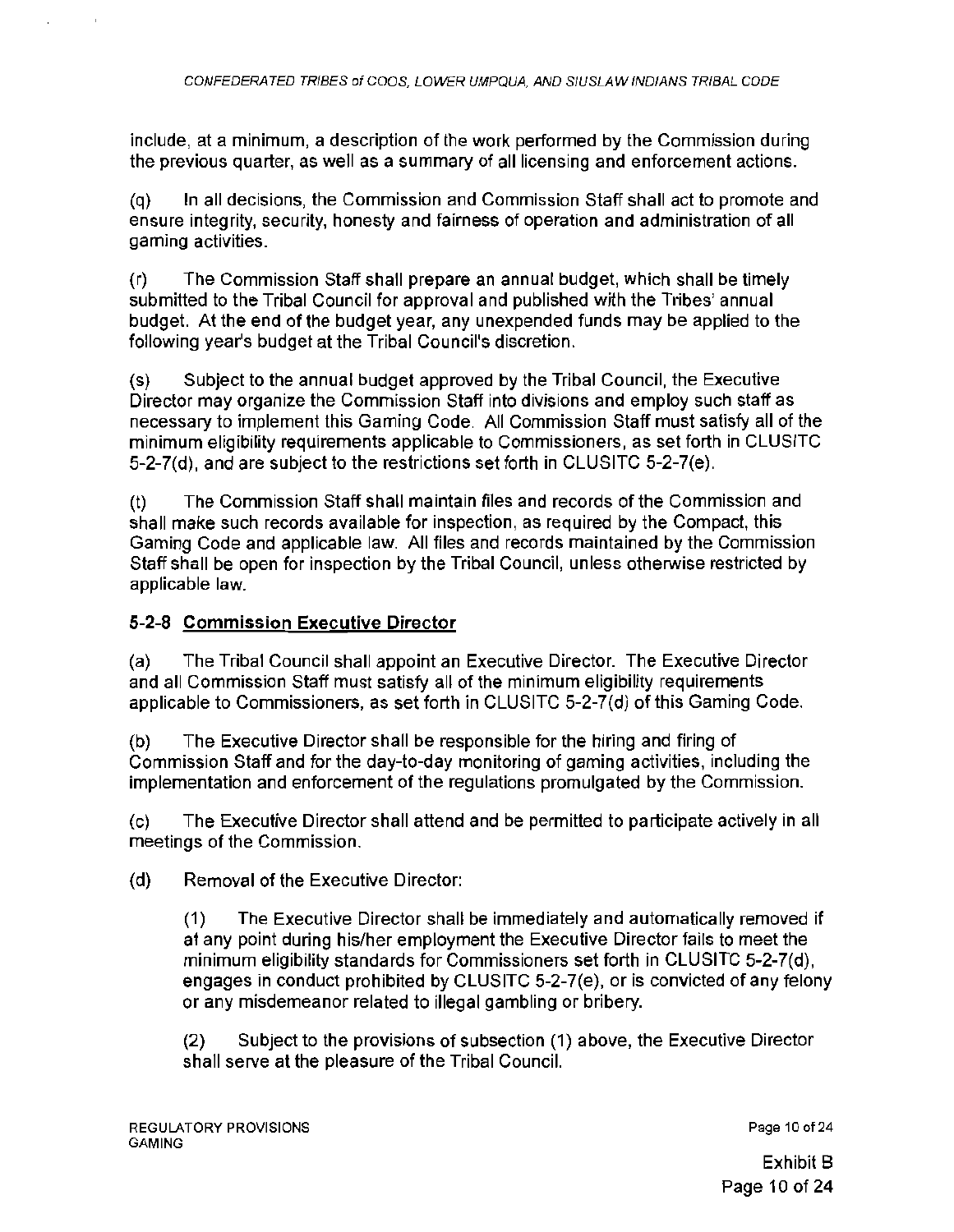include, at a minimum, a description of the work performed by the Commission during the previous quarter, as well as a summary of all licensing and enforcement actions.

(q) In all decisions, the Commission and Commission Staff shall act to promote and ensure integrity, security, honesty and fairness of operation and administration of all gaming activities.

(r) The Commission Staff shall prepare an annual budget, which shall be timely submitted to the Tribal Council for approval and published with the Tribes' annual budget. At the end of the budget year, any unexpended funds may be applied to the following year's budget at the Tribal Council's discretion.

(s) Subject to the annual budget approved by the Tribal Council, the Executive Director may organize the Commission Staff into divisions and employ such staff as necessary to implement this Gaming Code. All Commission Staff must satisfy all of the minimum eligibility requirements applicable to Commissioners, as set forth in CLUSITC 5-2-7(d), and are subject to the restrictions set forth in CLUSITC 5-2-7(e).

(t) The Commission Staff shall maintain files and records of the Commission and shall make such records available for inspection, as required by the Compact, this Gaming Code and applicable law. All files and records maintained by the Commission Staff shall be open for inspection by the Tribal Council, unless otherwise restricted by applicable law.

### 5-2-8 Commission Executive Director

(a) The Tribal Council shall appoint an Executive Director. The Executive Director and all Commission Staff must satisfy all of the minimum eligibility requirements applicable to Commissioners, as set forth in CLUSITC 5-2-7(d) of this Gaming Code.

(b) The Executive Director shall be responsible for the hiring and firing of Commission Staff and for the day-to-day monitoring of gaming activities, including the implementation and enforcement of the regulations promulgated by the Commission.

(c) The Executive Director shall attend and be permitted to participate actively in all meetings of the Commission.

(d) Removal of the Executive Director:

(1) The Executive Director shall be immediately and automatically removed if at any point during his/her employment the Executive Director fails to meet the minimum eligibility standards for Commissioners set forth in CLUSITC 5-2-7(d), engages in conduct prohibited by CLUSITC 5-2-7(e), or is convicted of any felony or any misdemeanor related to illegal gambling or bribery.

(2) Subject to the provisions of subsection (1) above, the Executive Director shall serve at the pleasure of the Tribal Council.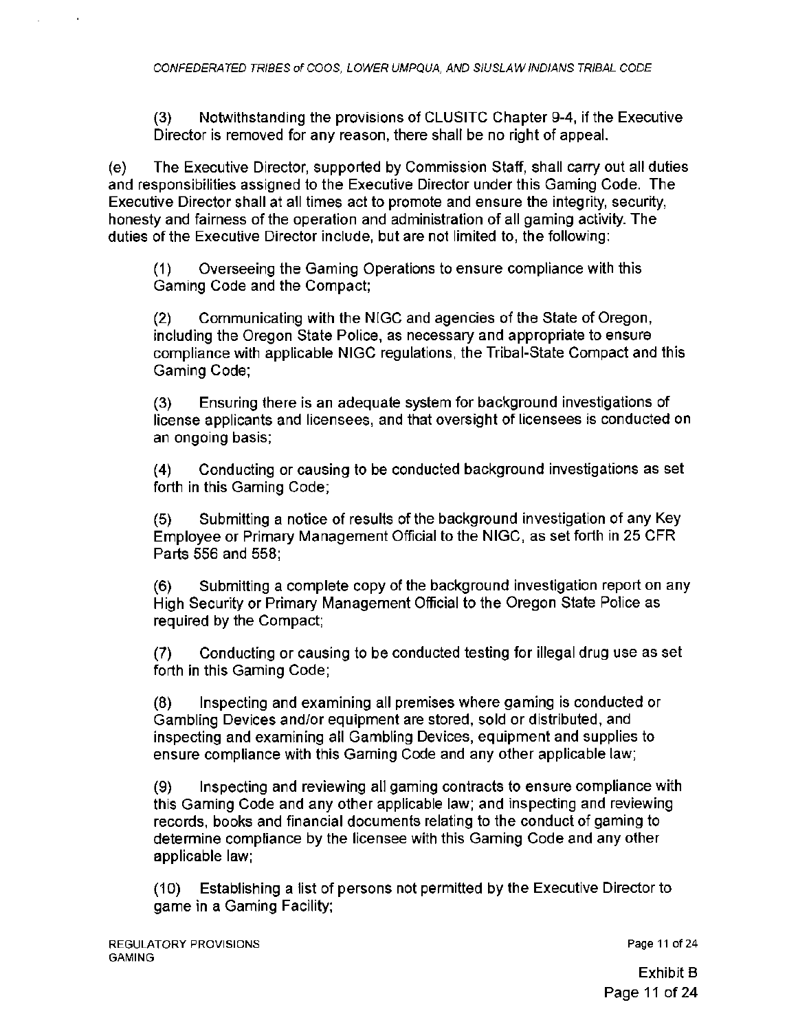(3) Notwithstanding the provisions of CLUSITC Chapter 9-4, if the Executive Director is removed for any reason, there shall be no right of appeal.

(e) The Executive Director, supported by Commission Staff, shall carry out all duties and responsibilities assigned to the Executive Director under this Gaming Code. The Executive Director shall at all times act to promote and ensure the integrity, security, honesty and fairness of the operation and administration of all gaming activity. The duties of the Executive Director include, but are not limited to, the following:

(1) Overseeing the Gaming Operations to ensure compliance with this Gaming Code and the Compact;

(2) Communicating with the NIGC and agencies of the State of Oregon, including the Oregon State Police, as necessary and appropriate to ensure compliance with applicable NIGC regulations, the Tribal-State Compact and this Gaming Code;

(3) Ensuring there is an adequate system for background investigations of license applicants and licensees, and that oversight of licensees is conducted on an ongoing basis;

(4) Conducting or causing to be conducted background investigations as set forth in this Gaming Code;

(5) Submitting a notice of results of the background investigation of any Key Employee or Primary Management Official to the NIGC, as set forth in 25 CFR Parts 556 and 558;

(6) Submitting a complete copy of the background investigation report on any High Security or Primary Management Official to the Oregon State Police as required by the Compact;

(7) Conducting or causing to be conducted testing for illegal drug use as set forth in this Gaming Code;

(8) Inspecting and examining all premises where gaming is conducted or Gambling Devices and/or equipment are stored, sold or distributed, and inspecting and examining all Gambling Devices, equipment and supplies to ensure compliance with this Gaming Code and any other applicable law;

(9) Inspecting and reviewing all gaming contracts to ensure compliance with this Gaming Code and any other applicable law; and inspecting and reviewing records, books and financial documents relating to the conduct of gaming to determine compliance by the licensee with this Gaming Code and any other applicable law;

(10) Establishing a list of persons not permitted by the Executive Director to game in a Gaming Facility;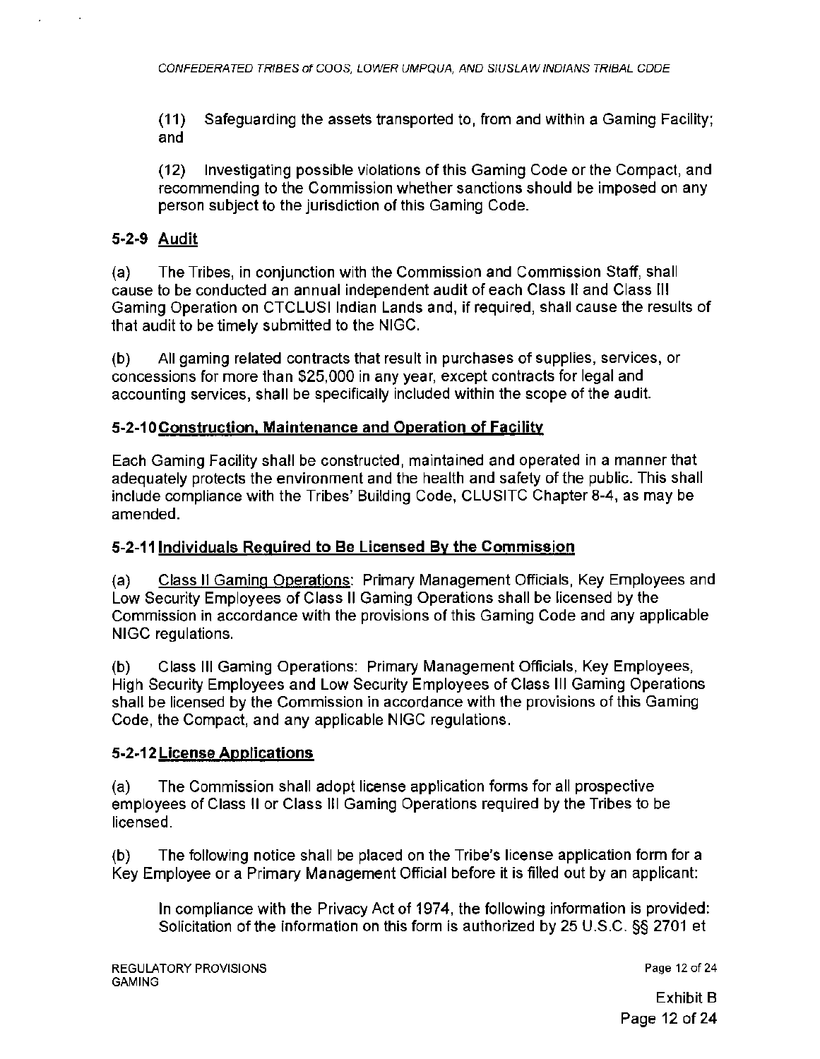(11) Safeguarding the assets transported to, from and within a Gaming Facility; and

(12) Investigating possible violations of this Gaming Code or the Compact, and recommending to the Commission whether sanctions should be imposed on any person subject to the jurisdiction of this Gaming Code.

### 5-2-9 Audit

(a) The Tribes, in conjunction with the Commission and Commission Staff, shall cause to be conducted an annual independent audit of each Class II and Class III Gaming Operation on CTCLUSI Indian Lands and, if required, shall cause the results of that audit to be timely submitted to the NIGC.

(b) All gaming related contracts that result in purchases of supplies, services, or concessions for more than $25,000 in any year, except contracts for legal and accounting services, shall be specifically included within the scope of the audit.

### 5-2-10 Construction, Maintenance and Operation of Facility

Each Gaming Facility shall be constructed, maintained and operated in a manner that adequately protects the environment and the health and safety of the public. This shall include compliance with the Tribes' Building Code, CLUSITC Chapter 8-4, as may be amended.

### 5-2-11 Individuals Required to Be Licensed By the Commission

(a) Class II Gaming Operations: Primary Management Officials, Key Employees and Low Security Employees of Class II Gaming Operations shall be licensed by the Commission in accordance with the provisions of this Gaming Code and any applicable NIGC regulations.

(b) Class III Gaming Operations: Primary Management Officials, Key Employees, High Security Employees and Low Security Employees of Class III Gaming Operations shall be licensed by the Commission in accordance with the provisions of this Gaming Code, the Compact, and any applicable NIGC regulations.

### 5-2-12 License Applications

(a) The Commission shall adopt license application forms for all prospective employees of Class II or Class III Gaming Operations required by the Tribes to be licensed.

(b) The following notice shall be placed on the Tribe's license application form for a Key Employee or a Primary Management Official before it is filled out by an applicant:

> In compliance with the Privacy Act of 1974, the following information is provided: Solicitation of the information on this form is authorized by 25 U.S.C. §§ 2701 et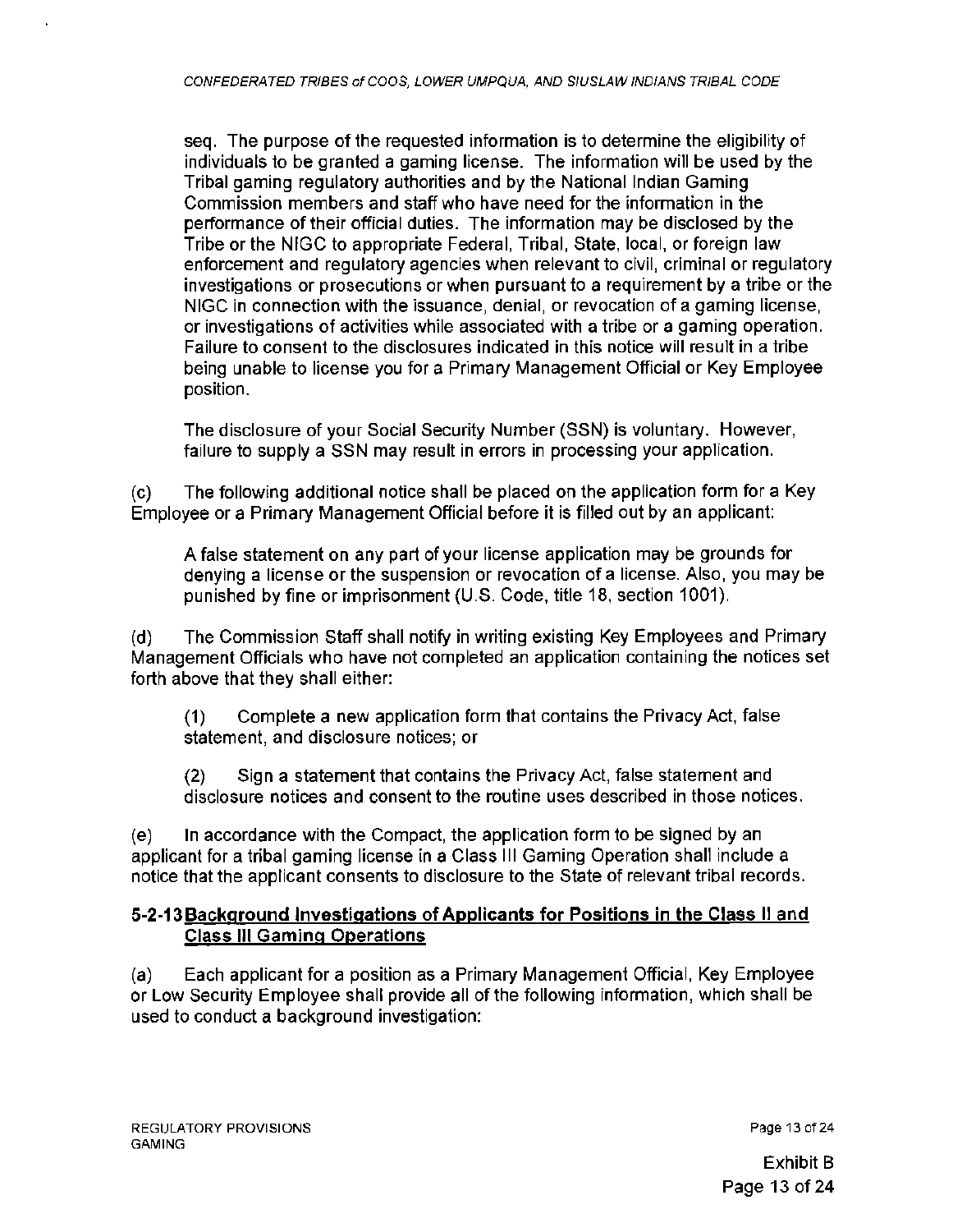seq. The purpose of the requested information is to determine the eligibility of individuals to be granted a gaming license. The information will be used by the Tribal gaming regulatory authorities and by the National Indian Gaming Commission members and staff who have need for the information in the performance of their official duties. The information may be disclosed by the Tribe or the NIGC to appropriate Federal, Tribal, State, local, or foreign law enforcement and regulatory agencies when relevant to civil, criminal or regulatory investigations or prosecutions or when pursuant to a requirement by a tribe or the NIGC in connection with the issuance, denial, or revocation of a gaming license, or investigations of activities while associated with a tribe or a gaming operation. Failure to consent to the disclosures indicated in this notice will result in a tribe being unable to license you for a Primary Management Official or Key Employee position.

The disclosure of your Social Security Number (SSN) is voluntary. However, failure to supply a SSN may result in errors in processing your application.

(c) The following additional notice shall be placed on the application form for a Key Employee or a Primary Management Official before it is filled out by an applicant:

A false statement on any part of your license application may be grounds for denying a license or the suspension or revocation of a license. Also, you may be punished by fine or imprisonment (U.S. Code, title 18, section 1001).

(d) The Commission Staff shall notify in writing existing Key Employees and Primary Management Officials who have not completed an application containing the notices set forth above that they shall either:

(1) Complete a new application form that contains the Privacy Act, false statement, and disclosure notices; or

(2) Sign a statement that contains the Privacy Act, false statement and disclosure notices and consent to the routine uses described in those notices.

(e) In accordance with the Compact, the application form to be signed by an applicant for a tribal gaming license in a Class III Gaming Operation shall include a notice that the applicant consents to disclosure to the State of relevant tribal records.

### 5-2-13 Background Investigations of Applicants for Positions in the Class II and Class III Gaming Operations

(a) Each applicant for a position as a Primary Management Official, Key Employee or Low Security Employee shall provide all of the following information, which shall be used to conduct a background investigation: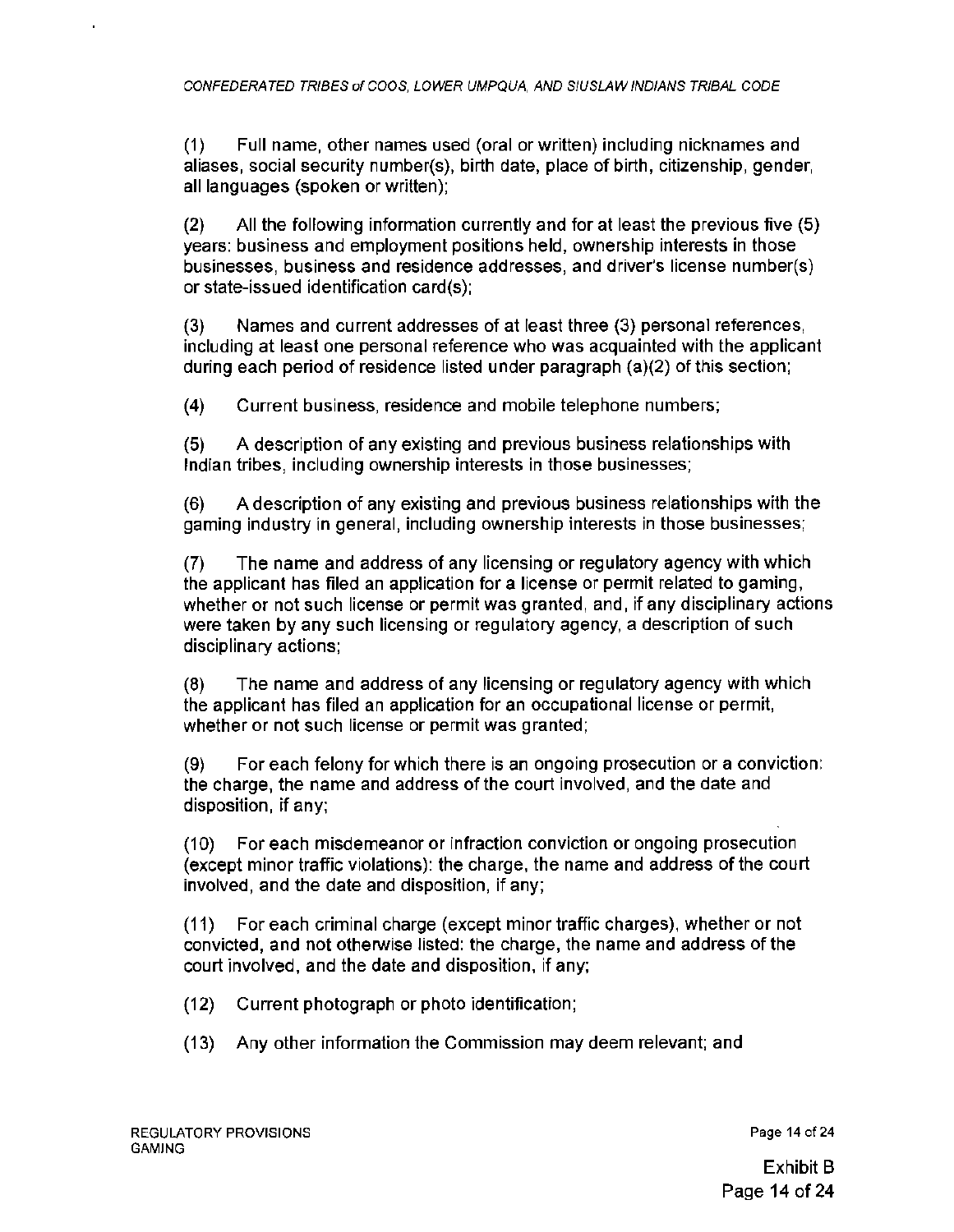(1) Full name, other names used (oral or written) including nicknames and aliases, social security number(s), birth date, place of birth, citizenship, gender, all languages (spoken or written);

(2) All the following information currently and for at least the previous five (5) years: business and employment positions held, ownership interests in those businesses, business and residence addresses, and driver's license number(s) or state-issued identification card(s);

(3) Names and current addresses of at least three (3) personal references, including at least one personal reference who was acquainted with the applicant during each period of residence listed under paragraph (a)(2) of this section;

(4) Current business, residence and mobile telephone numbers;

(5) A description of any existing and previous business relationships with Indian tribes, including ownership interests in those businesses;

(6) A description of any existing and previous business relationships with the gaming industry in general, including ownership interests in those businesses;

(7) The name and address of any licensing or regulatory agency with which the applicant has filed an application for a license or permit related to gaming, whether or not such license or permit was granted, and, if any disciplinary actions were taken by any such licensing or regulatory agency, a description of such disciplinary actions;

(8) The name and address of any licensing or regulatory agency with which the applicant has filed an application for an occupational license or permit, whether or not such license or permit was granted;

(9) For each felony for which there is an ongoing prosecution or a conviction: the charge, the name and address of the court involved, and the date and disposition, if any;

(10) For each misdemeanor or infraction conviction or ongoing prosecution (except minor traffic violations): the charge, the name and address of the court involved, and the date and disposition, if any;

(11) For each criminal charge (except minor traffic charges), whether or not convicted, and not otherwise listed: the charge, the name and address of the court involved, and the date and disposition, if any;

(12) Current photograph or photo identification;

(13) Any other information the Commission may deem relevant; and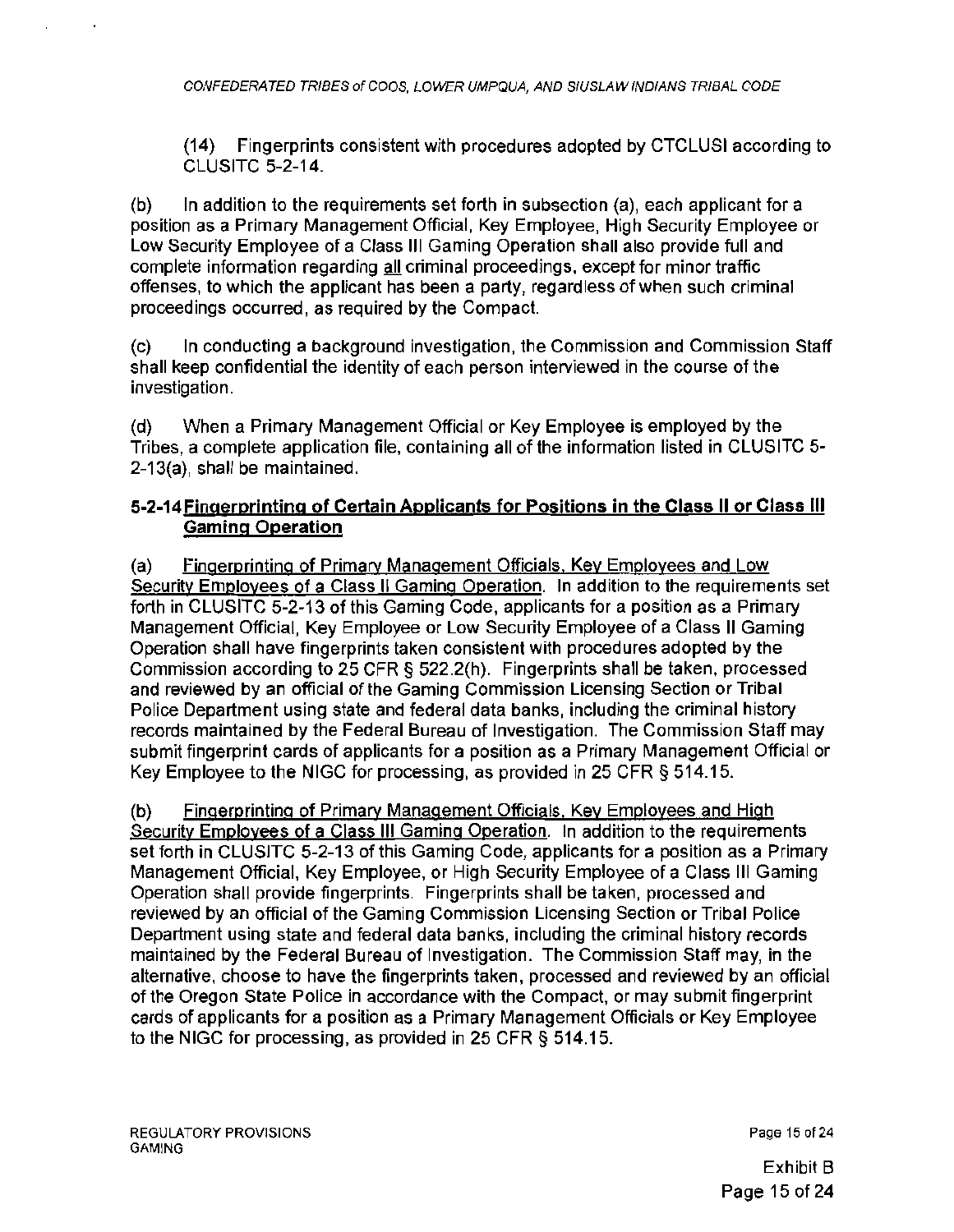(14) Fingerprints consistent with procedures adopted by CTCLUSI according to CLUSITC 5-2-14.

(b) In addition to the requirements set forth in subsection (a), each applicant for a position as a Primary Management Official, Key Employee, High Security Employee or Low Security Employee of a Class III Gaming Operation shall also provide full and complete information regarding all criminal proceedings, except for minor traffic offenses, to which the applicant has been a party, regardless of when such criminal proceedings occurred, as required by the Compact.

(c) In conducting a background investigation, the Commission and Commission Staff shall keep confidential the identity of each person interviewed in the course of the investigation.

(d) When a Primary Management Official or Key Employee is employed by the Tribes, a complete application file, containing all of the information listed in CLUSITC 5-2-13(a), shall be maintained.

### 5-2-14 Fingerprinting of Certain Applicants for Positions in the Class II or Class III Gaming Operation

(a) Fingerprinting of Primary Management Officials, Key Employees and Low Security Employees of a Class II Gaming Operation. In addition to the requirements set forth in CLUSITC 5-2-13 of this Gaming Code, applicants for a position as a Primary Management Official, Key Employee or Low Security Employee of a Class II Gaming Operation shall have fingerprints taken consistent with procedures adopted by the Commission according to 25 CFR § 522.2(h). Fingerprints shall be taken, processed and reviewed by an official of the Gaming Commission Licensing Section or Tribal Police Department using state and federal data banks, including the criminal history records maintained by the Federal Bureau of Investigation. The Commission Staff may submit fingerprint cards of applicants for a position as a Primary Management Official or Key Employee to the NIGC for processing, as provided in 25 CFR § 514.15.

(b) Fingerprinting of Primary Management Officials, Key Employees and High Security Employees of a Class III Gaming Operation. In addition to the requirements set forth in CLUSITC 5-2-13 of this Gaming Code, applicants for a position as a Primary Management Official, Key Employee, or High Security Employee of a Class III Gaming Operation shall provide fingerprints. Fingerprints shall be taken, processed and reviewed by an official of the Gaming Commission Licensing Section or Tribal Police Department using state and federal data banks, including the criminal history records maintained by the Federal Bureau of Investigation. The Commission Staff may, in the alternative, choose to have the fingerprints taken, processed and reviewed by an official of the Oregon State Police in accordance with the Compact, or may submit fingerprint cards of applicants for a position as a Primary Management Officials or Key Employee to the NIGC for processing, as provided in 25 CFR § 514.15.

Exhibit B
Page 15 of 24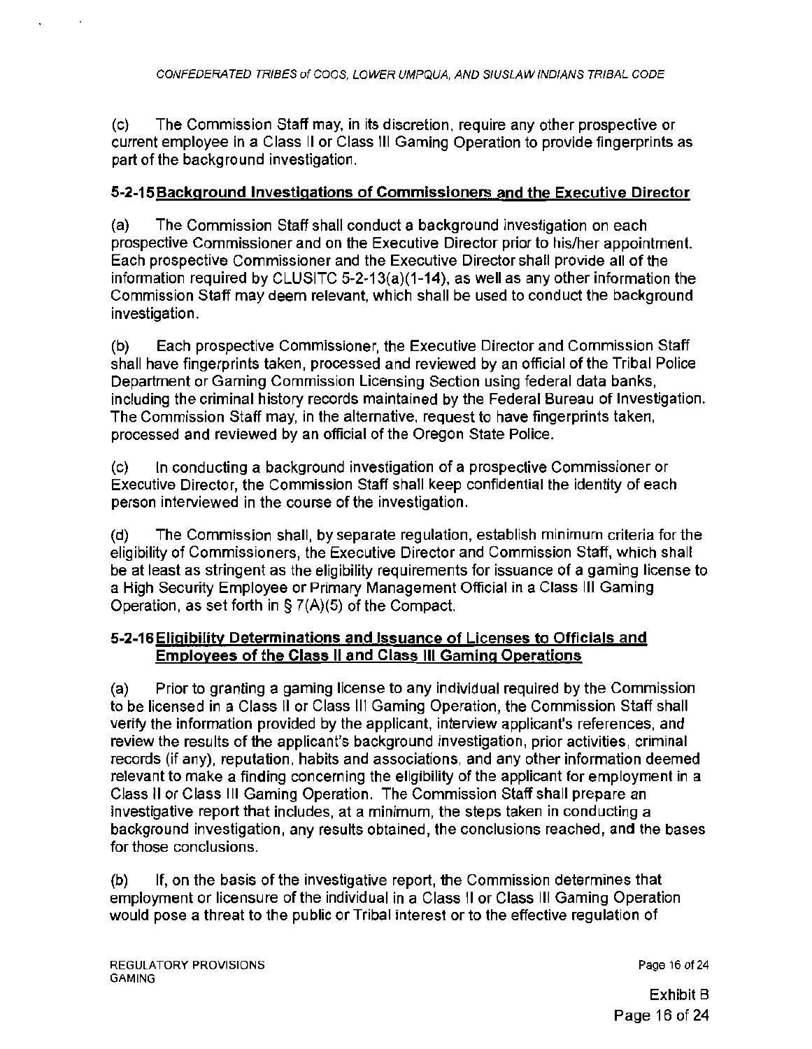(c) The Commission Staff may, in its discretion, require any other prospective or current employee in a Class II or Class III Gaming Operation to provide fingerprints as part of the background investigation.

### 5-2-15 Background Investigations of Commissioners and the Executive Director

(a) The Commission Staff shall conduct a background investigation on each prospective Commissioner and on the Executive Director prior to his/her appointment. Each prospective Commissioner and the Executive Director shall provide all of the information required by CLUSITC 5-2-13(a)(1-14), as well as any other information the Commission Staff may deem relevant, which shall be used to conduct the background investigation.

(b) Each prospective Commissioner, the Executive Director and Commission Staff shall have fingerprints taken, processed and reviewed by an official of the Tribal Police Department or Gaming Commission Licensing Section using federal data banks, including the criminal history records maintained by the Federal Bureau of Investigation. The Commission Staff may, in the alternative, request to have fingerprints taken, processed and reviewed by an official of the Oregon State Police.

(c) In conducting a background investigation of a prospective Commissioner or Executive Director, the Commission Staff shall keep confidential the identity of each person interviewed in the course of the investigation.

(d) The Commission shall, by separate regulation, establish minimum criteria for the eligibility of Commissioners, the Executive Director and Commission Staff, which shall be at least as stringent as the eligibility requirements for issuance of a gaming license to a High Security Employee or Primary Management Official in a Class III Gaming Operation, as set forth in § 7(A)(5) of the Compact.

### 5-2-16 Eligibility Determinations and Issuance of Licenses to Officials and Employees of the Class II and Class III Gaming Operations

(a) Prior to granting a gaming license to any individual required by the Commission to be licensed in a Class II or Class III Gaming Operation, the Commission Staff shall verify the information provided by the applicant, interview applicant's references, and review the results of the applicant's background investigation, prior activities, criminal records (if any), reputation, habits and associations, and any other information deemed relevant to make a finding concerning the eligibility of the applicant for employment in a Class II or Class III Gaming Operation. The Commission Staff shall prepare an investigative report that includes, at a minimum, the steps taken in conducting a background investigation, any results obtained, the conclusions reached, and the bases for those conclusions.

(b) If, on the basis of the investigative report, the Commission determines that employment or licensure of the individual in a Class II or Class III Gaming Operation would pose a threat to the public or Tribal interest or to the effective regulation of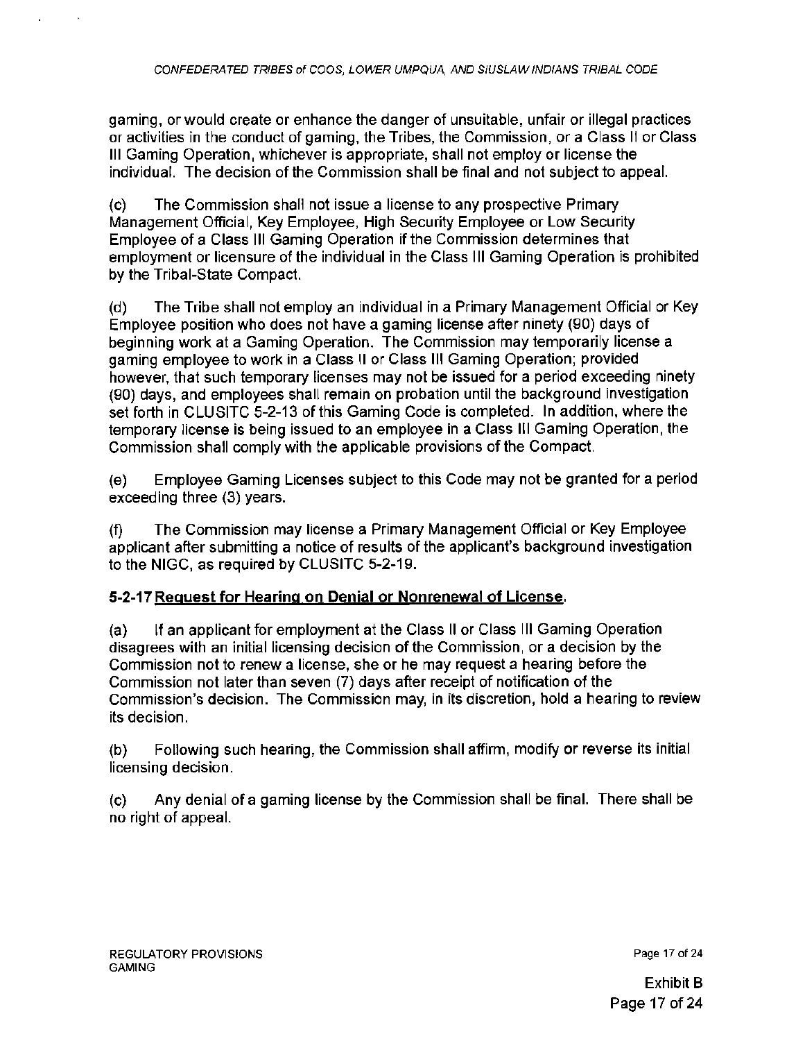gaming, or would create or enhance the danger of unsuitable, unfair or illegal practices or activities in the conduct of gaming, the Tribes, the Commission, or a Class II or Class III Gaming Operation, whichever is appropriate, shall not employ or license the individual. The decision of the Commission shall be final and not subject to appeal.

(c) The Commission shall not issue a license to any prospective Primary Management Official, Key Employee, High Security Employee or Low Security Employee of a Class III Gaming Operation if the Commission determines that employment or licensure of the individual in the Class III Gaming Operation is prohibited by the Tribal-State Compact.

(d) The Tribe shall not employ an individual in a Primary Management Official or Key Employee position who does not have a gaming license after ninety (90) days of beginning work at a Gaming Operation. The Commission may temporarily license a gaming employee to work in a Class II or Class III Gaming Operation; provided however, that such temporary licenses may not be issued for a period exceeding ninety (90) days, and employees shall remain on probation until the background investigation set forth in CLUSITC 5-2-13 of this Gaming Code is completed. In addition, where the temporary license is being issued to an employee in a Class III Gaming Operation, the Commission shall comply with the applicable provisions of the Compact.

(e) Employee Gaming Licenses subject to this Code may not be granted for a period exceeding three (3) years.

(f) The Commission may license a Primary Management Official or Key Employee applicant after submitting a notice of results of the applicant's background investigation to the NIGC, as required by CLUSITC 5-2-19.

**5-2-17 Request for Hearing on Denial or Nonrenewal of License.**

(a) If an applicant for employment at the Class II or Class III Gaming Operation disagrees with an initial licensing decision of the Commission, or a decision by the Commission not to renew a license, she or he may request a hearing before the Commission not later than seven (7) days after receipt of notification of the Commission's decision. The Commission may, in its discretion, hold a hearing to review its decision.

(b) Following such hearing, the Commission shall affirm, modify or reverse its initial licensing decision.

(c) Any denial of a gaming license by the Commission shall be final. There shall be no right of appeal.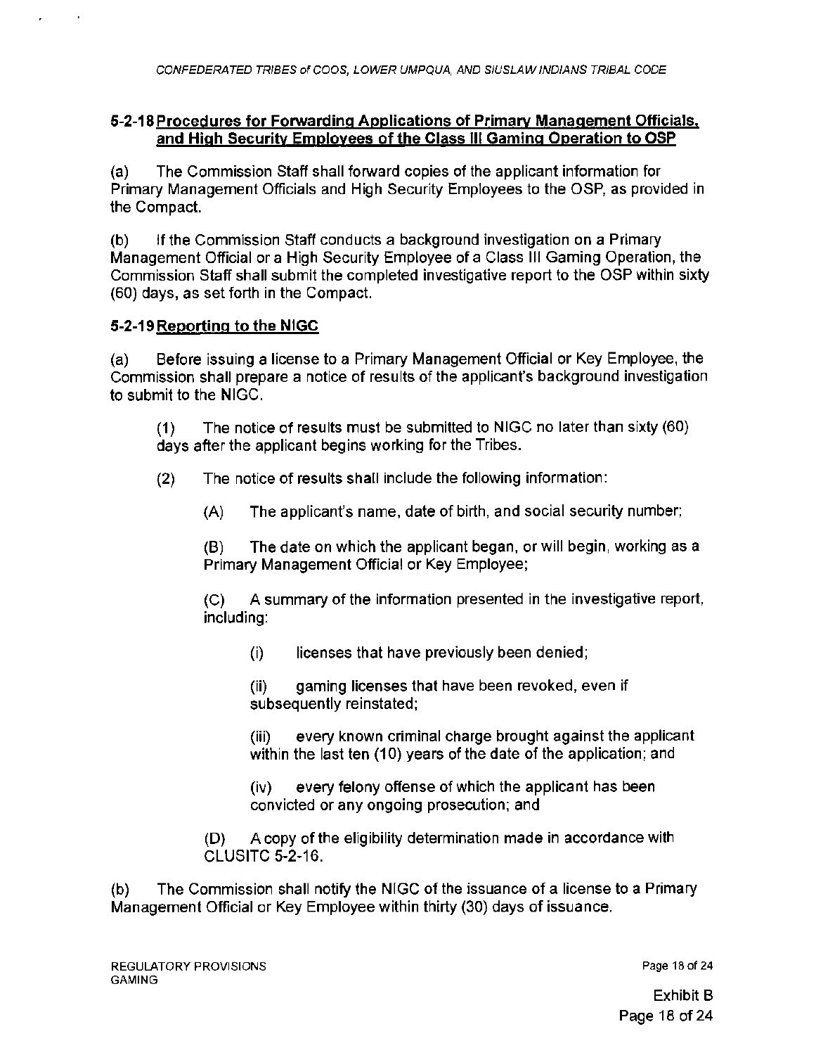## 5-2-18 Procedures for Forwarding Applications of Primary Management Officials, and High Security Employees of the Class III Gaming Operation to OSP

(a) The Commission Staff shall forward copies of the applicant information for Primary Management Officials and High Security Employees to the OSP, as provided in the Compact.

(b) If the Commission Staff conducts a background investigation on a Primary Management Official or a High Security Employee of a Class III Gaming Operation, the Commission Staff shall submit the completed investigative report to the OSP within sixty (60) days, as set forth in the Compact.

## 5-2-19 Reporting to the NIGC

(a) Before issuing a license to a Primary Management Official or Key Employee, the Commission shall prepare a notice of results of the applicant's background investigation to submit to the NIGC.

(1) The notice of results must be submitted to NIGC no later than sixty (60) days after the applicant begins working for the Tribes.

(2) The notice of results shall include the following information:

(A) The applicant's name, date of birth, and social security number;

(B) The date on which the applicant began, or will begin, working as a Primary Management Official or Key Employee;

(C) A summary of the information presented in the investigative report, including:

(i) licenses that have previously been denied;

(ii) gaming licenses that have been revoked, even if subsequently reinstated;

(iii) every known criminal charge brought against the applicant within the last ten (10) years of the date of the application; and

(iv) every felony offense of which the applicant has been convicted or any ongoing prosecution; and

(D) A copy of the eligibility determination made in accordance with CLUSITC 5-2-16.

(b) The Commission shall notify the NIGC of the issuance of a license to a Primary Management Official or Key Employee within thirty (30) days of issuance.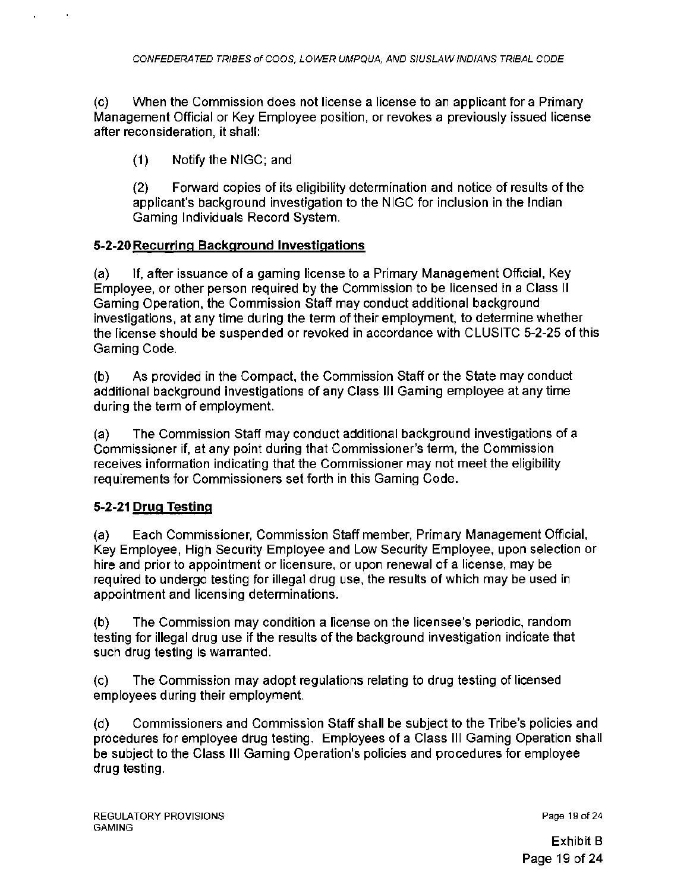(c) When the Commission does not license a license to an applicant for a Primary Management Official or Key Employee position, or revokes a previously issued license after reconsideration, it shall:

(1) Notify the NIGC; and

(2) Forward copies of its eligibility determination and notice of results of the applicant's background investigation to the NIGC for inclusion in the Indian Gaming Individuals Record System.

### 5-2-20 Recurring Background Investigations

(a) If, after issuance of a gaming license to a Primary Management Official, Key Employee, or other person required by the Commission to be licensed in a Class II Gaming Operation, the Commission Staff may conduct additional background investigations, at any time during the term of their employment, to determine whether the license should be suspended or revoked in accordance with CLUSITC 5-2-25 of this Gaming Code.

(b) As provided in the Compact, the Commission Staff or the State may conduct additional background investigations of any Class III Gaming employee at any time during the term of employment.

(a) The Commission Staff may conduct additional background investigations of a Commissioner if, at any point during that Commissioner's term, the Commission receives information indicating that the Commissioner may not meet the eligibility requirements for Commissioners set forth in this Gaming Code.

### 5-2-21 Drug Testing

(a) Each Commissioner, Commission Staff member, Primary Management Official, Key Employee, High Security Employee and Low Security Employee, upon selection or hire and prior to appointment or licensure, or upon renewal of a license, may be required to undergo testing for illegal drug use, the results of which may be used in appointment and licensing determinations.

(b) The Commission may condition a license on the licensee's periodic, random testing for illegal drug use if the results of the background investigation indicate that such drug testing is warranted.

(c) The Commission may adopt regulations relating to drug testing of licensed employees during their employment.

(d) Commissioners and Commission Staff shall be subject to the Tribe's policies and procedures for employee drug testing. Employees of a Class III Gaming Operation shall be subject to the Class III Gaming Operation's policies and procedures for employee drug testing.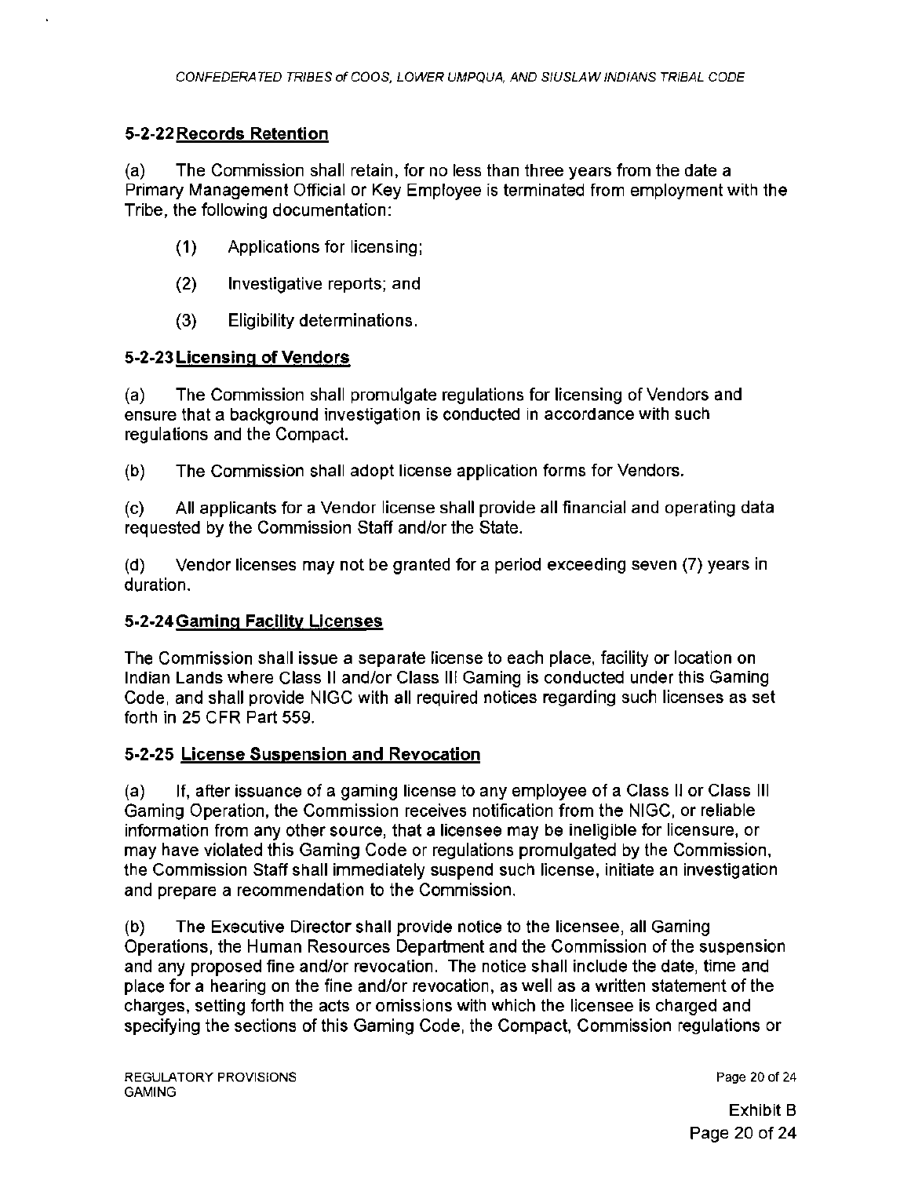## 5-2-22 Records Retention

(a) The Commission shall retain, for no less than three years from the date a Primary Management Official or Key Employee is terminated from employment with the Tribe, the following documentation:

(1) Applications for licensing;

(2) Investigative reports; and

(3) Eligibility determinations.

## 5-2-23 Licensing of Vendors

(a) The Commission shall promulgate regulations for licensing of Vendors and ensure that a background investigation is conducted in accordance with such regulations and the Compact.

(b) The Commission shall adopt license application forms for Vendors.

(c) All applicants for a Vendor license shall provide all financial and operating data requested by the Commission Staff and/or the State.

(d) Vendor licenses may not be granted for a period exceeding seven (7) years in duration.

## 5-2-24 Gaming Facility Licenses

The Commission shall issue a separate license to each place, facility or location on Indian Lands where Class II and/or Class III Gaming is conducted under this Gaming Code, and shall provide NIGC with all required notices regarding such licenses as set forth in 25 CFR Part 559.

## 5-2-25 License Suspension and Revocation

(a) If, after issuance of a gaming license to any employee of a Class II or Class III Gaming Operation, the Commission receives notification from the NIGC, or reliable information from any other source, that a licensee may be ineligible for licensure, or may have violated this Gaming Code or regulations promulgated by the Commission, the Commission Staff shall immediately suspend such license, initiate an investigation and prepare a recommendation to the Commission.

(b) The Executive Director shall provide notice to the licensee, all Gaming Operations, the Human Resources Department and the Commission of the suspension and any proposed fine and/or revocation. The notice shall include the date, time and place for a hearing on the fine and/or revocation, as well as a written statement of the charges, setting forth the acts or omissions with which the licensee is charged and specifying the sections of this Gaming Code, the Compact, Commission regulations or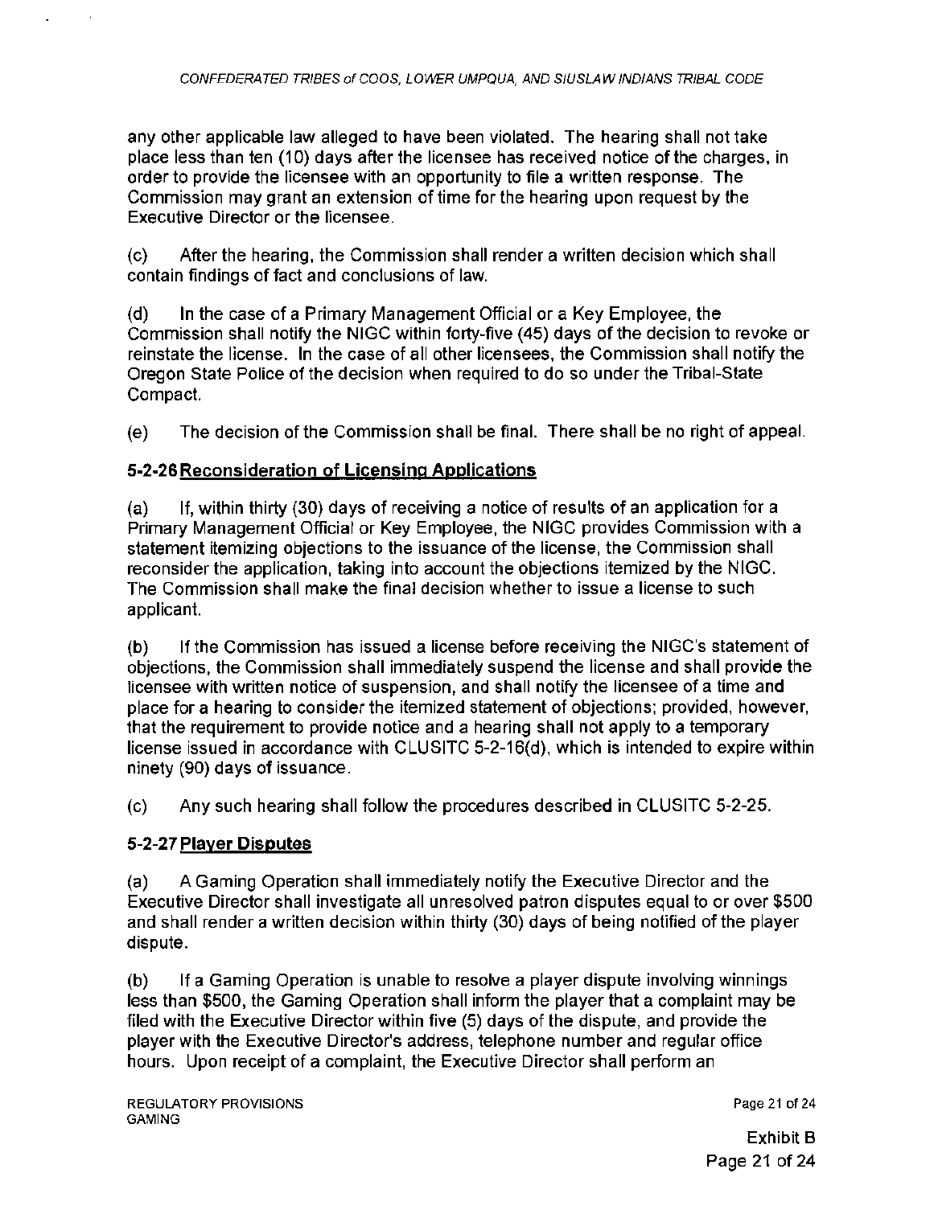any other applicable law alleged to have been violated. The hearing shall not take place less than ten (10) days after the licensee has received notice of the charges, in order to provide the licensee with an opportunity to file a written response. The Commission may grant an extension of time for the hearing upon request by the Executive Director or the licensee.

(c) After the hearing, the Commission shall render a written decision which shall contain findings of fact and conclusions of law.

(d) In the case of a Primary Management Official or a Key Employee, the Commission shall notify the NIGC within forty-five (45) days of the decision to revoke or reinstate the license. In the case of all other licensees, the Commission shall notify the Oregon State Police of the decision when required to do so under the Tribal-State Compact.

(e) The decision of the Commission shall be final. There shall be no right of appeal.

### 5-2-26 Reconsideration of Licensing Applications

(a) If, within thirty (30) days of receiving a notice of results of an application for a Primary Management Official or Key Employee, the NIGC provides Commission with a statement itemizing objections to the issuance of the license, the Commission shall reconsider the application, taking into account the objections itemized by the NIGC. The Commission shall make the final decision whether to issue a license to such applicant.

(b) If the Commission has issued a license before receiving the NIGC's statement of objections, the Commission shall immediately suspend the license and shall provide the licensee with written notice of suspension, and shall notify the licensee of a time and place for a hearing to consider the itemized statement of objections; provided, however, that the requirement to provide notice and a hearing shall not apply to a temporary license issued in accordance with CLUSITC 5-2-16(d), which is intended to expire within ninety (90) days of issuance.

(c) Any such hearing shall follow the procedures described in CLUSITC 5-2-25.

### 5-2-27 Player Disputes

(a) A Gaming Operation shall immediately notify the Executive Director and the Executive Director shall investigate all unresolved patron disputes equal to or over $500 and shall render a written decision within thirty (30) days of being notified of the player dispute.

(b) If a Gaming Operation is unable to resolve a player dispute involving winnings less than $500, the Gaming Operation shall inform the player that a complaint may be filed with the Executive Director within five (5) days of the dispute, and provide the player with the Executive Director's address, telephone number and regular office hours. Upon receipt of a complaint, the Executive Director shall perform an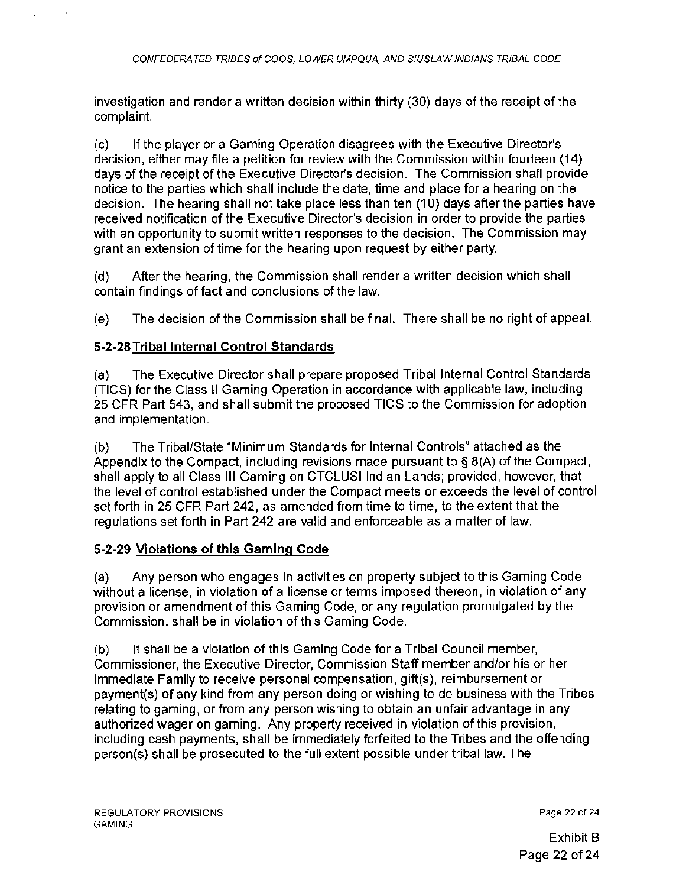investigation and render a written decision within thirty (30) days of the receipt of the complaint.

(c) If the player or a Gaming Operation disagrees with the Executive Director's decision, either may file a petition for review with the Commission within fourteen (14) days of the receipt of the Executive Director's decision. The Commission shall provide notice to the parties which shall include the date, time and place for a hearing on the decision. The hearing shall not take place less than ten (10) days after the parties have received notification of the Executive Director's decision in order to provide the parties with an opportunity to submit written responses to the decision. The Commission may grant an extension of time for the hearing upon request by either party.

(d) After the hearing, the Commission shall render a written decision which shall contain findings of fact and conclusions of the law.

(e) The decision of the Commission shall be final. There shall be no right of appeal.

**5-2-28 Tribal Internal Control Standards**

(a) The Executive Director shall prepare proposed Tribal Internal Control Standards (TICS) for the Class II Gaming Operation in accordance with applicable law, including 25 CFR Part 543, and shall submit the proposed TICS to the Commission for adoption and implementation.

(b) The Tribal/State "Minimum Standards for Internal Controls" attached as the Appendix to the Compact, including revisions made pursuant to § 8(A) of the Compact, shall apply to all Class III Gaming on CTCLUSI Indian Lands; provided, however, that the level of control established under the Compact meets or exceeds the level of control set forth in 25 CFR Part 242, as amended from time to time, to the extent that the regulations set forth in Part 242 are valid and enforceable as a matter of law.

**5-2-29 Violations of this Gaming Code**

(a) Any person who engages in activities on property subject to this Gaming Code without a license, in violation of a license or terms imposed thereon, in violation of any provision or amendment of this Gaming Code, or any regulation promulgated by the Commission, shall be in violation of this Gaming Code.

(b) It shall be a violation of this Gaming Code for a Tribal Council member, Commissioner, the Executive Director, Commission Staff member and/or his or her Immediate Family to receive personal compensation, gift(s), reimbursement or payment(s) of any kind from any person doing or wishing to do business with the Tribes relating to gaming, or from any person wishing to obtain an unfair advantage in any authorized wager on gaming. Any property received in violation of this provision, including cash payments, shall be immediately forfeited to the Tribes and the offending person(s) shall be prosecuted to the full extent possible under tribal law. The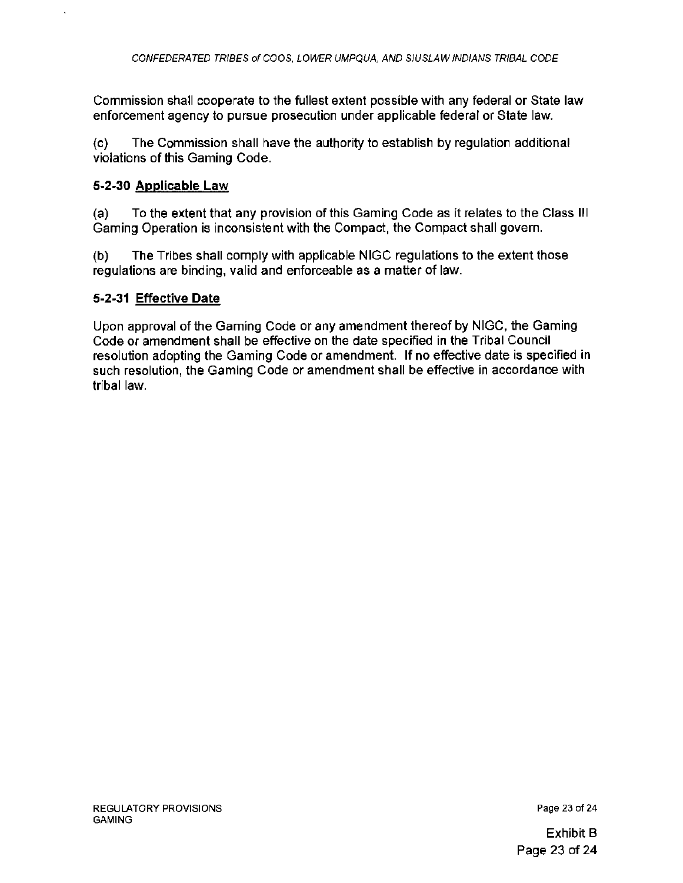Commission shall cooperate to the fullest extent possible with any federal or State law enforcement agency to pursue prosecution under applicable federal or State law.

(c) The Commission shall have the authority to establish by regulation additional violations of this Gaming Code.

### 5-2-30 Applicable Law

(a) To the extent that any provision of this Gaming Code as it relates to the Class III Gaming Operation is inconsistent with the Compact, the Compact shall govern.

(b) The Tribes shall comply with applicable NIGC regulations to the extent those regulations are binding, valid and enforceable as a matter of law.

### 5-2-31 Effective Date

Upon approval of the Gaming Code or any amendment thereof by NIGC, the Gaming Code or amendment shall be effective on the date specified in the Tribal Council resolution adopting the Gaming Code or amendment. If no effective date is specified in such resolution, the Gaming Code or amendment shall be effective in accordance with tribal law.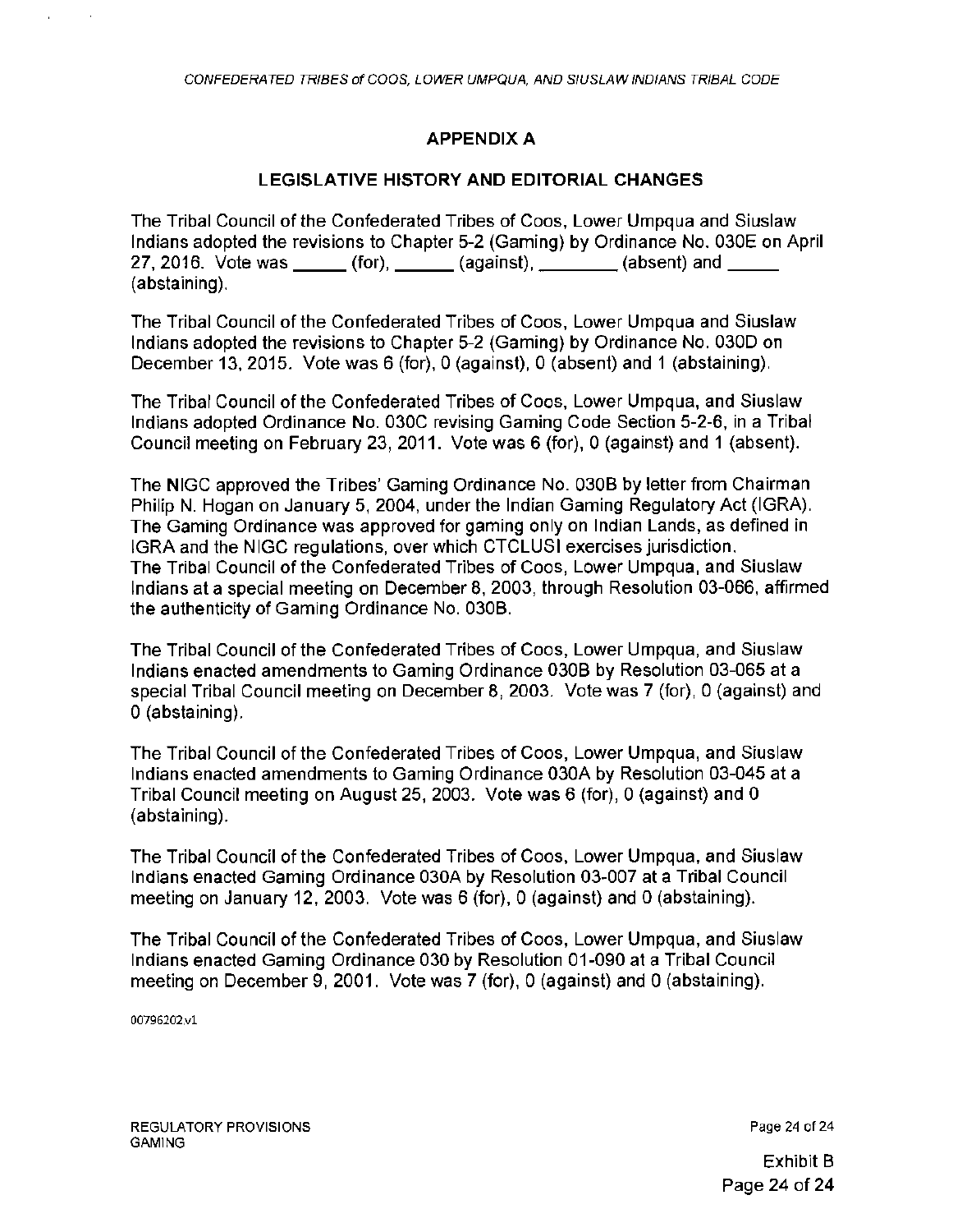## APPENDIX A

## LEGISLATIVE HISTORY AND EDITORIAL CHANGES

The Tribal Council of the Confederated Tribes of Coos, Lower Umpqua and Siuslaw Indians adopted the revisions to Chapter 5-2 (Gaming) by Ordinance No. 030E on April 27, 2016. Vote was _____ (for), ______ (against), ________ (absent) and _____ (abstaining).

The Tribal Council of the Confederated Tribes of Coos, Lower Umpqua and Siuslaw Indians adopted the revisions to Chapter 5-2 (Gaming) by Ordinance No. 030D on December 13, 2015. Vote was 6 (for), 0 (against), 0 (absent) and 1 (abstaining).

The Tribal Council of the Confederated Tribes of Coos, Lower Umpqua, and Siuslaw Indians adopted Ordinance No. 030C revising Gaming Code Section 5-2-6, in a Tribal Council meeting on February 23, 2011. Vote was 6 (for), 0 (against) and 1 (absent).

The NIGC approved the Tribes' Gaming Ordinance No. 030B by letter from Chairman Philip N. Hogan on January 5, 2004, under the Indian Gaming Regulatory Act (IGRA). The Gaming Ordinance was approved for gaming only on Indian Lands, as defined in IGRA and the NIGC regulations, over which CTCLUSI exercises jurisdiction. The Tribal Council of the Confederated Tribes of Coos, Lower Umpqua, and Siuslaw Indians at a special meeting on December 8, 2003, through Resolution 03-066, affirmed the authenticity of Gaming Ordinance No. 030B.

The Tribal Council of the Confederated Tribes of Coos, Lower Umpqua, and Siuslaw Indians enacted amendments to Gaming Ordinance 030B by Resolution 03-065 at a special Tribal Council meeting on December 8, 2003. Vote was 7 (for), 0 (against) and 0 (abstaining).

The Tribal Council of the Confederated Tribes of Coos, Lower Umpqua, and Siuslaw Indians enacted amendments to Gaming Ordinance 030A by Resolution 03-045 at a Tribal Council meeting on August 25, 2003. Vote was 6 (for), 0 (against) and 0 (abstaining).

The Tribal Council of the Confederated Tribes of Coos, Lower Umpqua, and Siuslaw Indians enacted Gaming Ordinance 030A by Resolution 03-007 at a Tribal Council meeting on January 12, 2003. Vote was 6 (for), 0 (against) and 0 (abstaining).

The Tribal Council of the Confederated Tribes of Coos, Lower Umpqua, and Siuslaw Indians enacted Gaming Ordinance 030 by Resolution 01-090 at a Tribal Council meeting on December 9, 2001. Vote was 7 (for), 0 (against) and 0 (abstaining).

00796202.v1